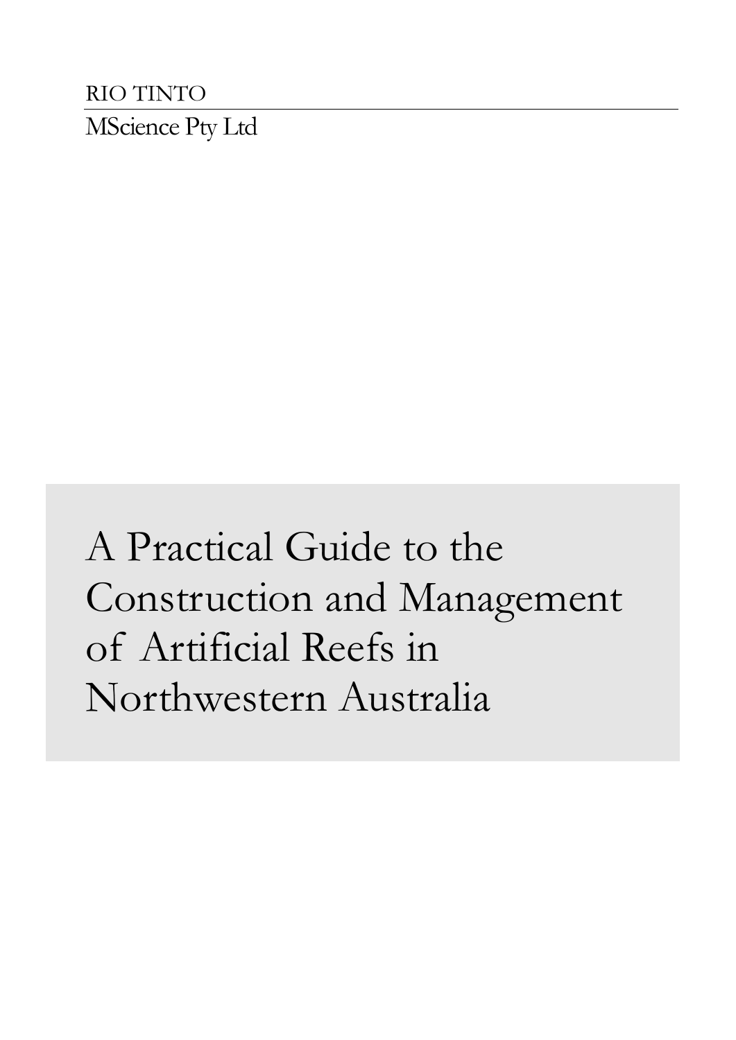RIO TINTO

MScience Pty Ltd

# A Practical Guide to the Construction and Management of Artificial Reefs in Northwestern Australia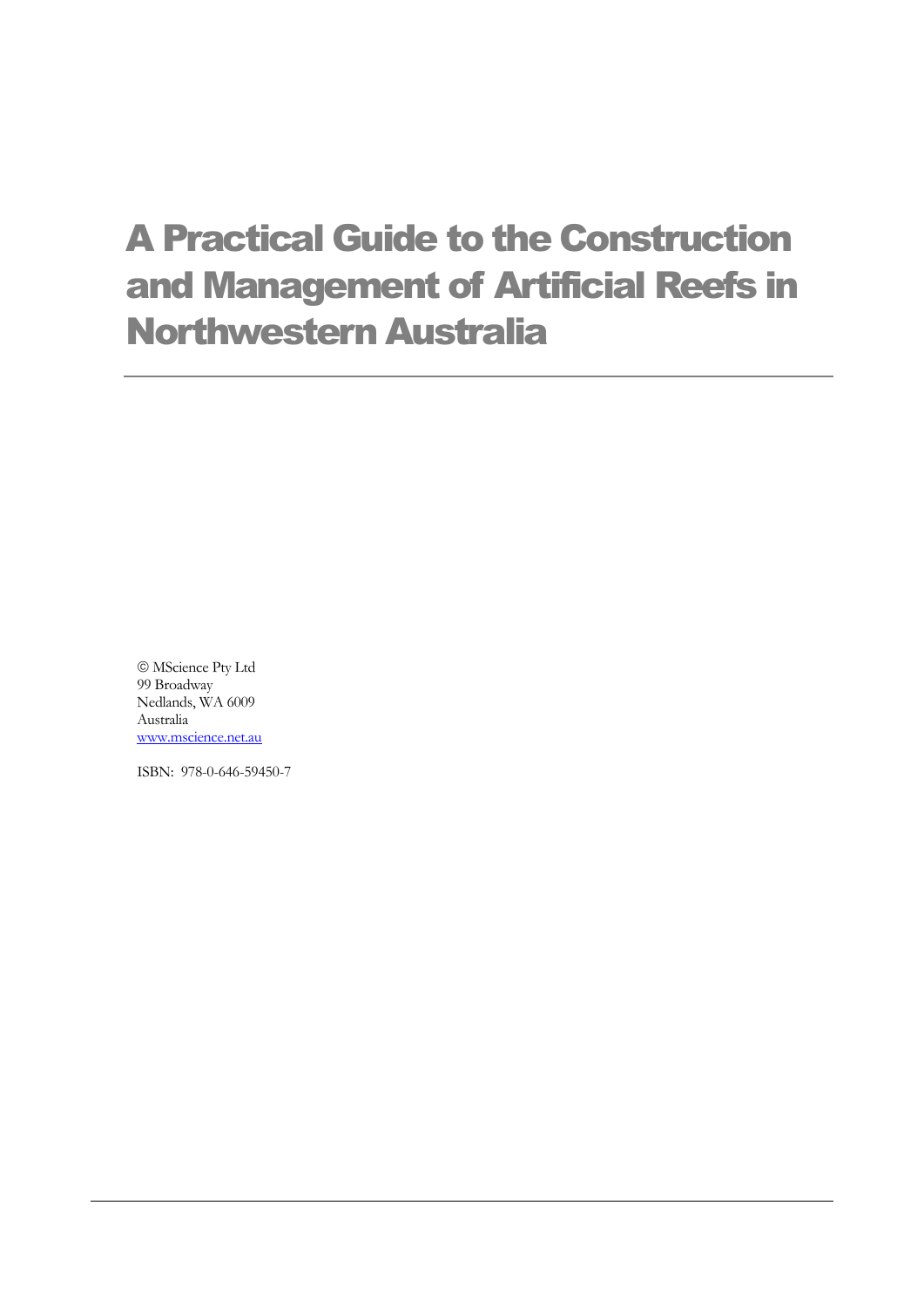# A Practical Guide to the Construction and Management of Artificial Reefs in Northwestern Australia

---

© MScience Pty Ltd
99 Broadway
Nedlands, WA 6009
Australia
www.mscience.net.au

ISBN: 978-0-646-59450-7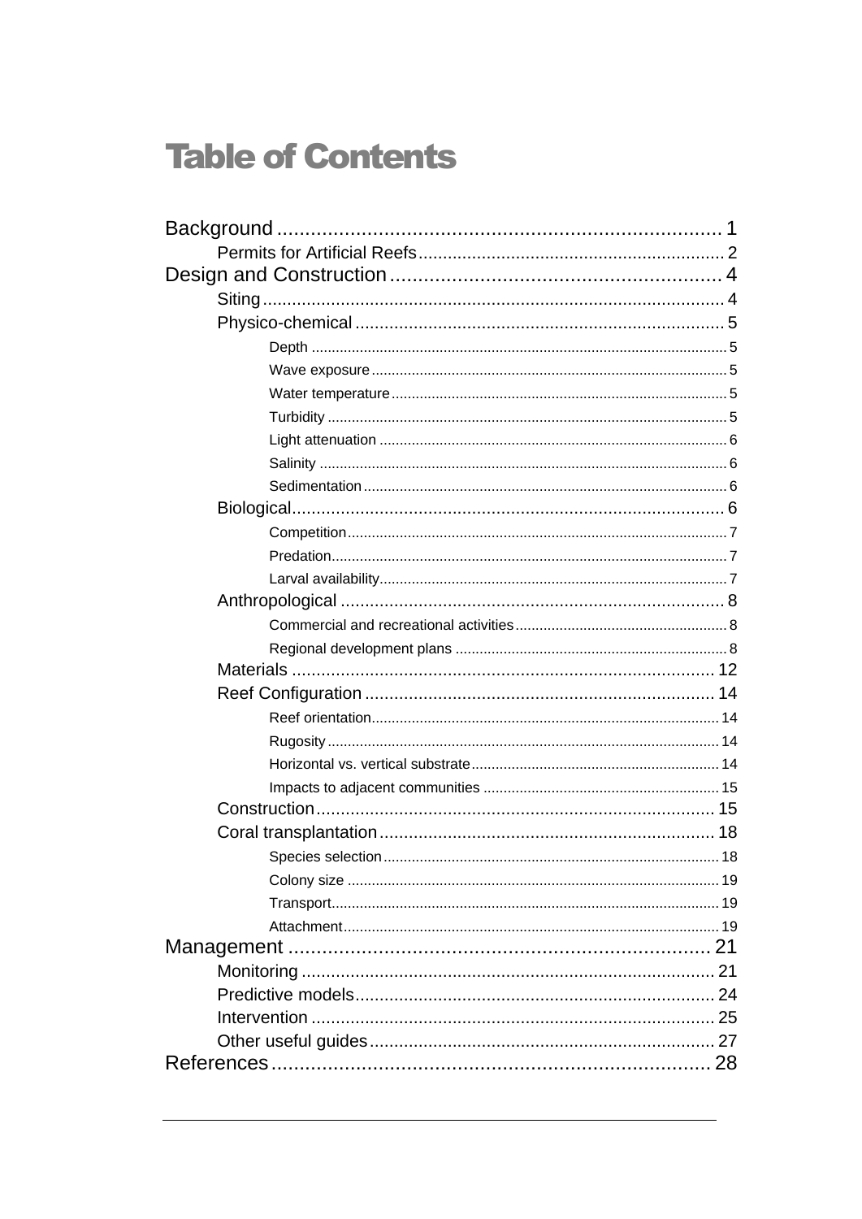# Table of Contents

- Background ... 1
  - Permits for Artificial Reefs ... 2
- Design and Construction ... 4
  - Siting ... 4
  - Physico-chemical ... 5
    - Depth ... 5
    - Wave exposure ... 5
    - Water temperature ... 5
    - Turbidity ... 5
    - Light attenuation ... 6
    - Salinity ... 6
    - Sedimentation ... 6
  - Biological ... 6
    - Competition ... 7
    - Predation ... 7
    - Larval availability ... 7
  - Anthropological ... 8
    - Commercial and recreational activities ... 8
    - Regional development plans ... 8
  - Materials ... 12
  - Reef Configuration ... 14
    - Reef orientation ... 14
    - Rugosity ... 14
    - Horizontal vs. vertical substrate ... 14
    - Impacts to adjacent communities ... 15
  - Construction ... 15
  - Coral transplantation ... 18
    - Species selection ... 18
    - Colony size ... 19
    - Transport ... 19
    - Attachment ... 19
- Management ... 21
  - Monitoring ... 21
  - Predictive models ... 24
  - Intervention ... 25
  - Other useful guides ... 27
- References ... 28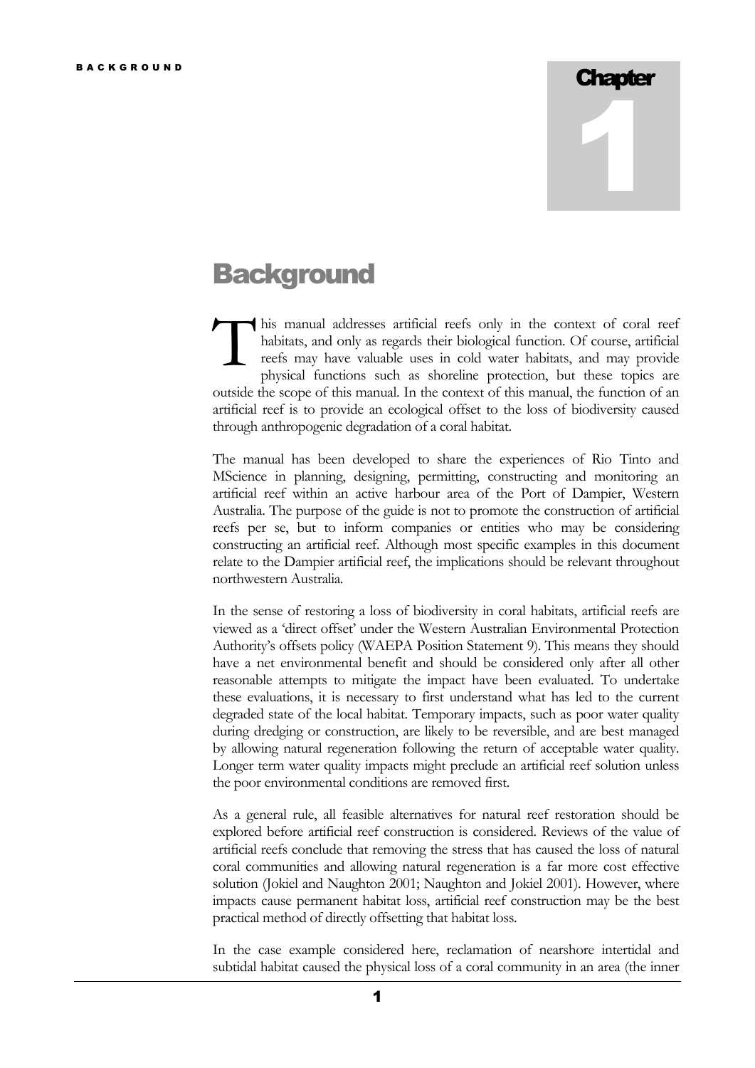# Chapter 1

# Background

This manual addresses artificial reefs only in the context of coral reef habitats, and only as regards their biological function. Of course, artificial reefs may have valuable uses in cold water habitats, and may provide physical functions such as shoreline protection, but these topics are outside the scope of this manual. In the context of this manual, the function of an artificial reef is to provide an ecological offset to the loss of biodiversity caused through anthropogenic degradation of a coral habitat.

The manual has been developed to share the experiences of Rio Tinto and MScience in planning, designing, permitting, constructing and monitoring an artificial reef within an active harbour area of the Port of Dampier, Western Australia. The purpose of the guide is not to promote the construction of artificial reefs per se, but to inform companies or entities who may be considering constructing an artificial reef. Although most specific examples in this document relate to the Dampier artificial reef, the implications should be relevant throughout northwestern Australia.

In the sense of restoring a loss of biodiversity in coral habitats, artificial reefs are viewed as a 'direct offset' under the Western Australian Environmental Protection Authority's offsets policy (WAEPA Position Statement 9). This means they should have a net environmental benefit and should be considered only after all other reasonable attempts to mitigate the impact have been evaluated. To undertake these evaluations, it is necessary to first understand what has led to the current degraded state of the local habitat. Temporary impacts, such as poor water quality during dredging or construction, are likely to be reversible, and are best managed by allowing natural regeneration following the return of acceptable water quality. Longer term water quality impacts might preclude an artificial reef solution unless the poor environmental conditions are removed first.

As a general rule, all feasible alternatives for natural reef restoration should be explored before artificial reef construction is considered. Reviews of the value of artificial reefs conclude that removing the stress that has caused the loss of natural coral communities and allowing natural regeneration is a far more cost effective solution (Jokiel and Naughton 2001; Naughton and Jokiel 2001). However, where impacts cause permanent habitat loss, artificial reef construction may be the best practical method of directly offsetting that habitat loss.

In the case example considered here, reclamation of nearshore intertidal and subtidal habitat caused the physical loss of a coral community in an area (the inner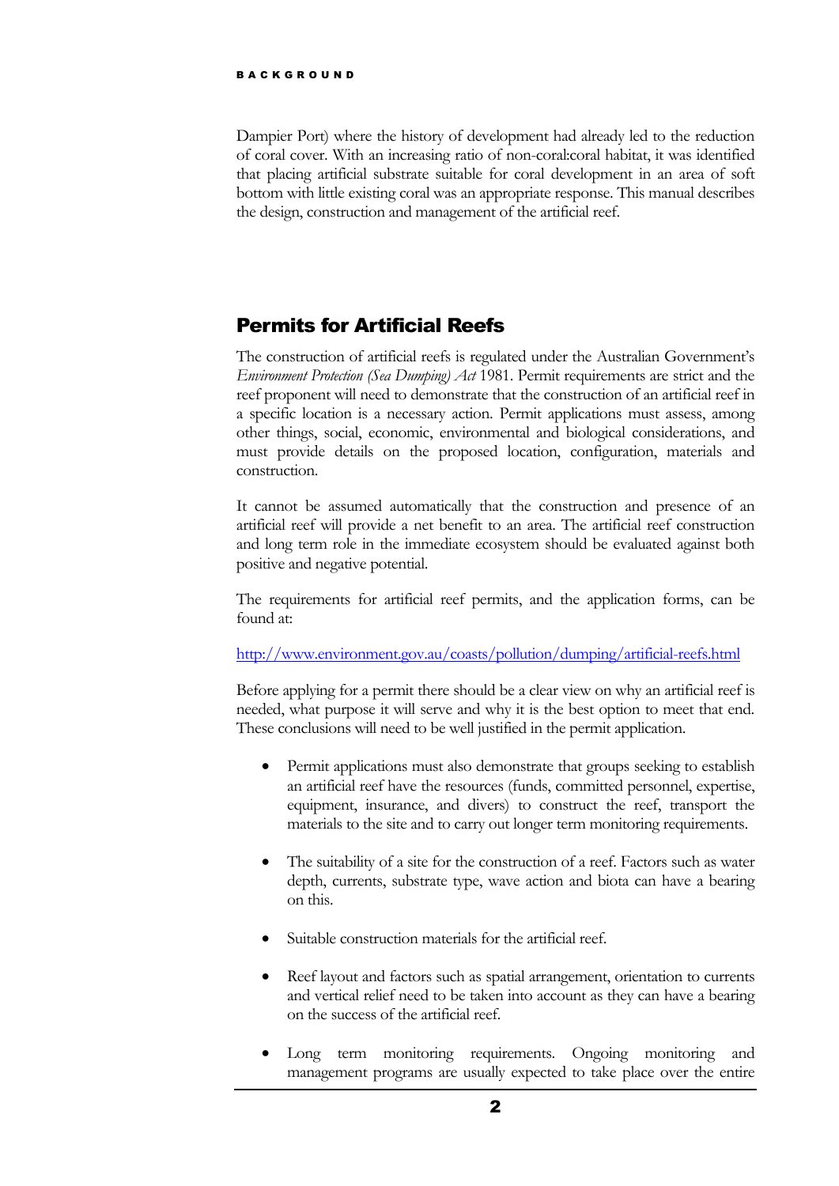Dampier Port) where the history of development had already led to the reduction of coral cover. With an increasing ratio of non-coral:coral habitat, it was identified that placing artificial substrate suitable for coral development in an area of soft bottom with little existing coral was an appropriate response. This manual describes the design, construction and management of the artificial reef.

## Permits for Artificial Reefs

The construction of artificial reefs is regulated under the Australian Government's *Environment Protection (Sea Dumping) Act* 1981. Permit requirements are strict and the reef proponent will need to demonstrate that the construction of an artificial reef in a specific location is a necessary action. Permit applications must assess, among other things, social, economic, environmental and biological considerations, and must provide details on the proposed location, configuration, materials and construction.

It cannot be assumed automatically that the construction and presence of an artificial reef will provide a net benefit to an area. The artificial reef construction and long term role in the immediate ecosystem should be evaluated against both positive and negative potential.

The requirements for artificial reef permits, and the application forms, can be found at:

http://www.environment.gov.au/coasts/pollution/dumping/artificial-reefs.html

Before applying for a permit there should be a clear view on why an artificial reef is needed, what purpose it will serve and why it is the best option to meet that end. These conclusions will need to be well justified in the permit application.

- Permit applications must also demonstrate that groups seeking to establish an artificial reef have the resources (funds, committed personnel, expertise, equipment, insurance, and divers) to construct the reef, transport the materials to the site and to carry out longer term monitoring requirements.
- The suitability of a site for the construction of a reef. Factors such as water depth, currents, substrate type, wave action and biota can have a bearing on this.
- Suitable construction materials for the artificial reef.
- Reef layout and factors such as spatial arrangement, orientation to currents and vertical relief need to be taken into account as they can have a bearing on the success of the artificial reef.
- Long term monitoring requirements. Ongoing monitoring and management programs are usually expected to take place over the entire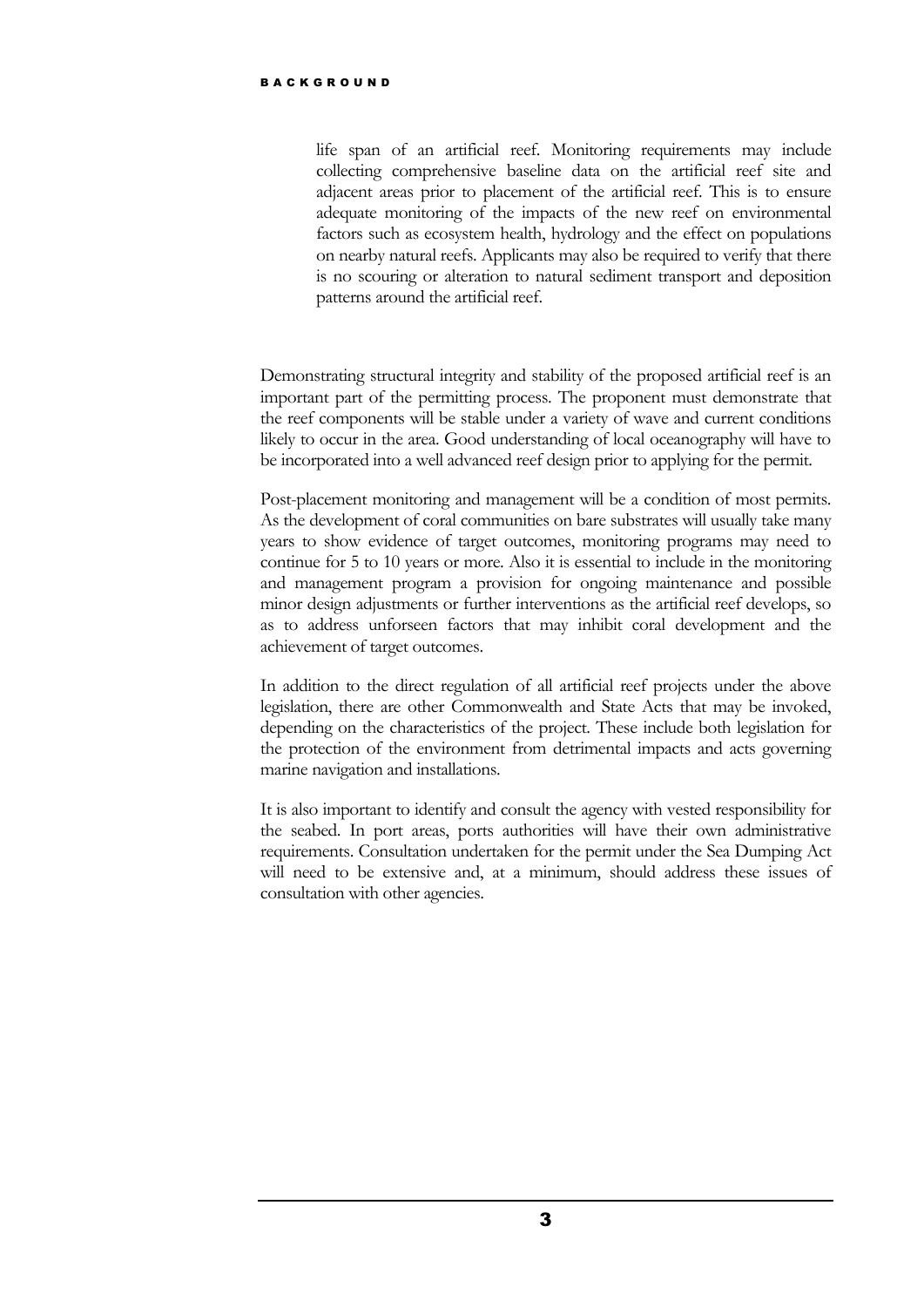life span of an artificial reef. Monitoring requirements may include collecting comprehensive baseline data on the artificial reef site and adjacent areas prior to placement of the artificial reef. This is to ensure adequate monitoring of the impacts of the new reef on environmental factors such as ecosystem health, hydrology and the effect on populations on nearby natural reefs. Applicants may also be required to verify that there is no scouring or alteration to natural sediment transport and deposition patterns around the artificial reef.

Demonstrating structural integrity and stability of the proposed artificial reef is an important part of the permitting process. The proponent must demonstrate that the reef components will be stable under a variety of wave and current conditions likely to occur in the area. Good understanding of local oceanography will have to be incorporated into a well advanced reef design prior to applying for the permit.

Post-placement monitoring and management will be a condition of most permits. As the development of coral communities on bare substrates will usually take many years to show evidence of target outcomes, monitoring programs may need to continue for 5 to 10 years or more. Also it is essential to include in the monitoring and management program a provision for ongoing maintenance and possible minor design adjustments or further interventions as the artificial reef develops, so as to address unforseen factors that may inhibit coral development and the achievement of target outcomes.

In addition to the direct regulation of all artificial reef projects under the above legislation, there are other Commonwealth and State Acts that may be invoked, depending on the characteristics of the project. These include both legislation for the protection of the environment from detrimental impacts and acts governing marine navigation and installations.

It is also important to identify and consult the agency with vested responsibility for the seabed. In port areas, ports authorities will have their own administrative requirements. Consultation undertaken for the permit under the Sea Dumping Act will need to be extensive and, at a minimum, should address these issues of consultation with other agencies.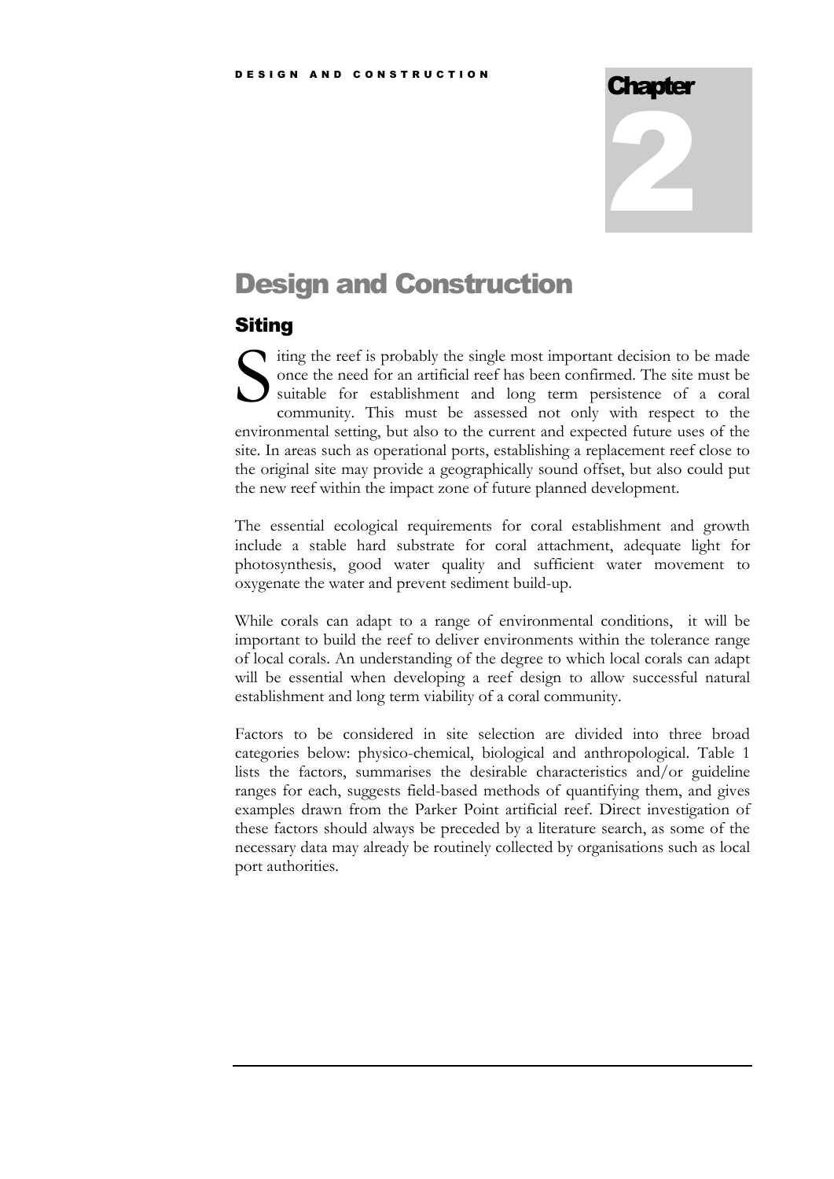# Chapter 2

# Design and Construction

## Siting

Siting the reef is probably the single most important decision to be made once the need for an artificial reef has been confirmed. The site must be suitable for establishment and long term persistence of a coral community. This must be assessed not only with respect to the environmental setting, but also to the current and expected future uses of the site. In areas such as operational ports, establishing a replacement reef close to the original site may provide a geographically sound offset, but also could put the new reef within the impact zone of future planned development.

The essential ecological requirements for coral establishment and growth include a stable hard substrate for coral attachment, adequate light for photosynthesis, good water quality and sufficient water movement to oxygenate the water and prevent sediment build-up.

While corals can adapt to a range of environmental conditions, it will be important to build the reef to deliver environments within the tolerance range of local corals. An understanding of the degree to which local corals can adapt will be essential when developing a reef design to allow successful natural establishment and long term viability of a coral community.

Factors to be considered in site selection are divided into three broad categories below: physico-chemical, biological and anthropological. Table 1 lists the factors, summarises the desirable characteristics and/or guideline ranges for each, suggests field-based methods of quantifying them, and gives examples drawn from the Parker Point artificial reef. Direct investigation of these factors should always be preceded by a literature search, as some of the necessary data may already be routinely collected by organisations such as local port authorities.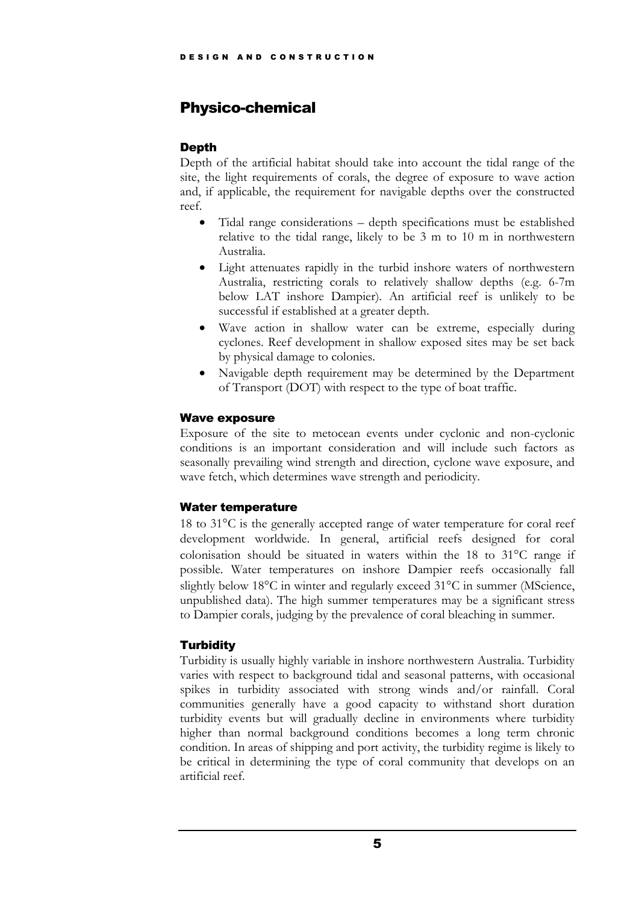## Physico-chemical

### Depth

Depth of the artificial habitat should take into account the tidal range of the site, the light requirements of corals, the degree of exposure to wave action and, if applicable, the requirement for navigable depths over the constructed reef.

- Tidal range considerations – depth specifications must be established relative to the tidal range, likely to be 3 m to 10 m in northwestern Australia.
- Light attenuates rapidly in the turbid inshore waters of northwestern Australia, restricting corals to relatively shallow depths (e.g. 6-7m below LAT inshore Dampier). An artificial reef is unlikely to be successful if established at a greater depth.
- Wave action in shallow water can be extreme, especially during cyclones. Reef development in shallow exposed sites may be set back by physical damage to colonies.
- Navigable depth requirement may be determined by the Department of Transport (DOT) with respect to the type of boat traffic.

### Wave exposure

Exposure of the site to metocean events under cyclonic and non-cyclonic conditions is an important consideration and will include such factors as seasonally prevailing wind strength and direction, cyclone wave exposure, and wave fetch, which determines wave strength and periodicity.

### Water temperature

18 to 31°C is the generally accepted range of water temperature for coral reef development worldwide. In general, artificial reefs designed for coral colonisation should be situated in waters within the 18 to 31°C range if possible. Water temperatures on inshore Dampier reefs occasionally fall slightly below 18°C in winter and regularly exceed 31°C in summer (MScience, unpublished data). The high summer temperatures may be a significant stress to Dampier corals, judging by the prevalence of coral bleaching in summer.

### Turbidity

Turbidity is usually highly variable in inshore northwestern Australia. Turbidity varies with respect to background tidal and seasonal patterns, with occasional spikes in turbidity associated with strong winds and/or rainfall. Coral communities generally have a good capacity to withstand short duration turbidity events but will gradually decline in environments where turbidity higher than normal background conditions becomes a long term chronic condition. In areas of shipping and port activity, the turbidity regime is likely to be critical in determining the type of coral community that develops on an artificial reef.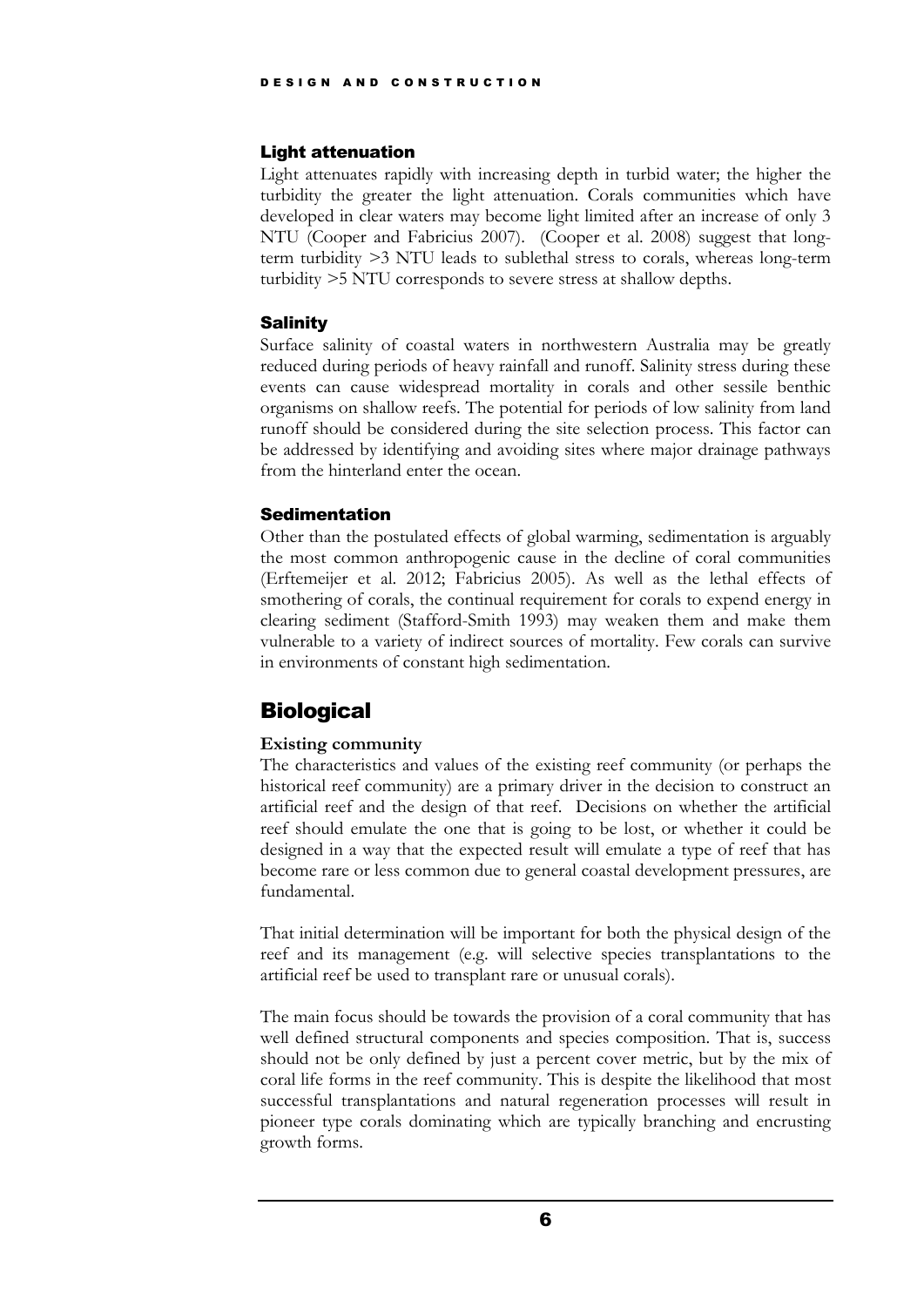### Light attenuation

Light attenuates rapidly with increasing depth in turbid water; the higher the turbidity the greater the light attenuation. Corals communities which have developed in clear waters may become light limited after an increase of only 3 NTU (Cooper and Fabricius 2007). (Cooper et al. 2008) suggest that long-term turbidity >3 NTU leads to sublethal stress to corals, whereas long-term turbidity >5 NTU corresponds to severe stress at shallow depths.

### Salinity

Surface salinity of coastal waters in northwestern Australia may be greatly reduced during periods of heavy rainfall and runoff. Salinity stress during these events can cause widespread mortality in corals and other sessile benthic organisms on shallow reefs. The potential for periods of low salinity from land runoff should be considered during the site selection process. This factor can be addressed by identifying and avoiding sites where major drainage pathways from the hinterland enter the ocean.

### Sedimentation

Other than the postulated effects of global warming, sedimentation is arguably the most common anthropogenic cause in the decline of coral communities (Erftemeijer et al. 2012; Fabricius 2005). As well as the lethal effects of smothering of corals, the continual requirement for corals to expend energy in clearing sediment (Stafford-Smith 1993) may weaken them and make them vulnerable to a variety of indirect sources of mortality. Few corals can survive in environments of constant high sedimentation.

## Biological

**Existing community**

The characteristics and values of the existing reef community (or perhaps the historical reef community) are a primary driver in the decision to construct an artificial reef and the design of that reef. Decisions on whether the artificial reef should emulate the one that is going to be lost, or whether it could be designed in a way that the expected result will emulate a type of reef that has become rare or less common due to general coastal development pressures, are fundamental.

That initial determination will be important for both the physical design of the reef and its management (e.g. will selective species transplantations to the artificial reef be used to transplant rare or unusual corals).

The main focus should be towards the provision of a coral community that has well defined structural components and species composition. That is, success should not be only defined by just a percent cover metric, but by the mix of coral life forms in the reef community. This is despite the likelihood that most successful transplantations and natural regeneration processes will result in pioneer type corals dominating which are typically branching and encrusting growth forms.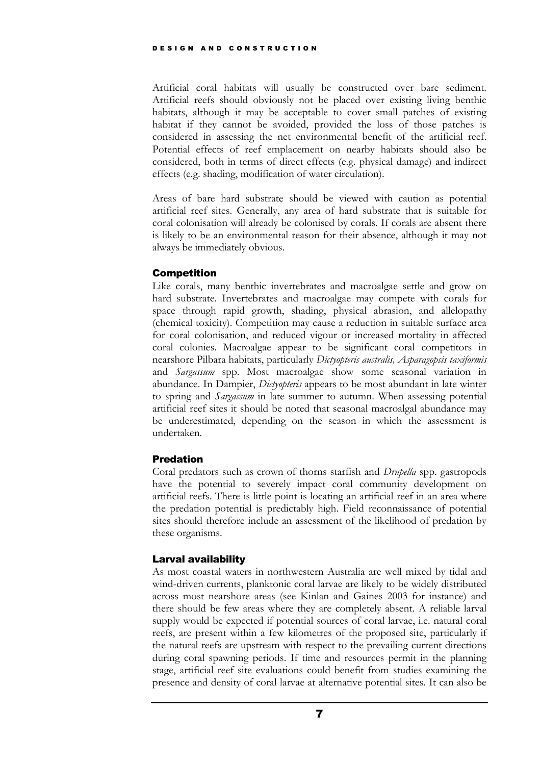Artificial coral habitats will usually be constructed over bare sediment. Artificial reefs should obviously not be placed over existing living benthic habitats, although it may be acceptable to cover small patches of existing habitat if they cannot be avoided, provided the loss of those patches is considered in assessing the net environmental benefit of the artificial reef. Potential effects of reef emplacement on nearby habitats should also be considered, both in terms of direct effects (e.g. physical damage) and indirect effects (e.g. shading, modification of water circulation).

Areas of bare hard substrate should be viewed with caution as potential artificial reef sites. Generally, any area of hard substrate that is suitable for coral colonisation will already be colonised by corals. If corals are absent there is likely to be an environmental reason for their absence, although it may not always be immediately obvious.

#### Competition

Like corals, many benthic invertebrates and macroalgae settle and grow on hard substrate. Invertebrates and macroalgae may compete with corals for space through rapid growth, shading, physical abrasion, and allelopathy (chemical toxicity). Competition may cause a reduction in suitable surface area for coral colonisation, and reduced vigour or increased mortality in affected coral colonies. Macroalgae appear to be significant coral competitors in nearshore Pilbara habitats, particularly *Dictyopteris australis, Asparagopsis taxiformis* and *Sargassum* spp. Most macroalgae show some seasonal variation in abundance. In Dampier, *Dictyopteris* appears to be most abundant in late winter to spring and *Sargassum* in late summer to autumn. When assessing potential artificial reef sites it should be noted that seasonal macroalgal abundance may be underestimated, depending on the season in which the assessment is undertaken.

#### Predation

Coral predators such as crown of thorns starfish and *Drupella* spp. gastropods have the potential to severely impact coral community development on artificial reefs. There is little point is locating an artificial reef in an area where the predation potential is predictably high. Field reconnaissance of potential sites should therefore include an assessment of the likelihood of predation by these organisms.

#### Larval availability

As most coastal waters in northwestern Australia are well mixed by tidal and wind-driven currents, planktonic coral larvae are likely to be widely distributed across most nearshore areas (see Kinlan and Gaines 2003 for instance) and there should be few areas where they are completely absent. A reliable larval supply would be expected if potential sources of coral larvae, i.e. natural coral reefs, are present within a few kilometres of the proposed site, particularly if the natural reefs are upstream with respect to the prevailing current directions during coral spawning periods. If time and resources permit in the planning stage, artificial reef site evaluations could benefit from studies examining the presence and density of coral larvae at alternative potential sites. It can also be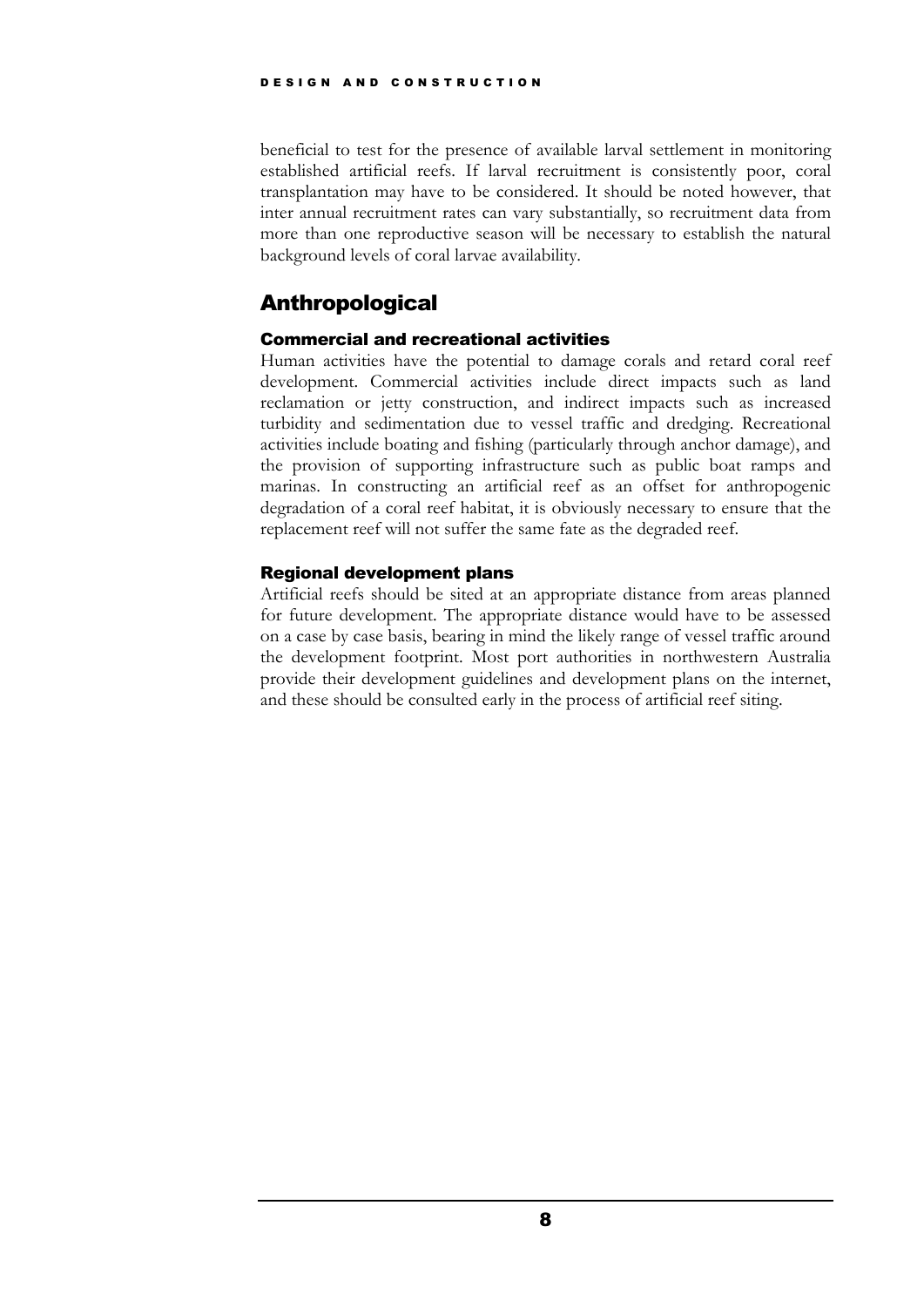beneficial to test for the presence of available larval settlement in monitoring established artificial reefs. If larval recruitment is consistently poor, coral transplantation may have to be considered. It should be noted however, that inter annual recruitment rates can vary substantially, so recruitment data from more than one reproductive season will be necessary to establish the natural background levels of coral larvae availability.

## Anthropological

### Commercial and recreational activities

Human activities have the potential to damage corals and retard coral reef development. Commercial activities include direct impacts such as land reclamation or jetty construction, and indirect impacts such as increased turbidity and sedimentation due to vessel traffic and dredging. Recreational activities include boating and fishing (particularly through anchor damage), and the provision of supporting infrastructure such as public boat ramps and marinas. In constructing an artificial reef as an offset for anthropogenic degradation of a coral reef habitat, it is obviously necessary to ensure that the replacement reef will not suffer the same fate as the degraded reef.

### Regional development plans

Artificial reefs should be sited at an appropriate distance from areas planned for future development. The appropriate distance would have to be assessed on a case by case basis, bearing in mind the likely range of vessel traffic around the development footprint. Most port authorities in northwestern Australia provide their development guidelines and development plans on the internet, and these should be consulted early in the process of artificial reef siting.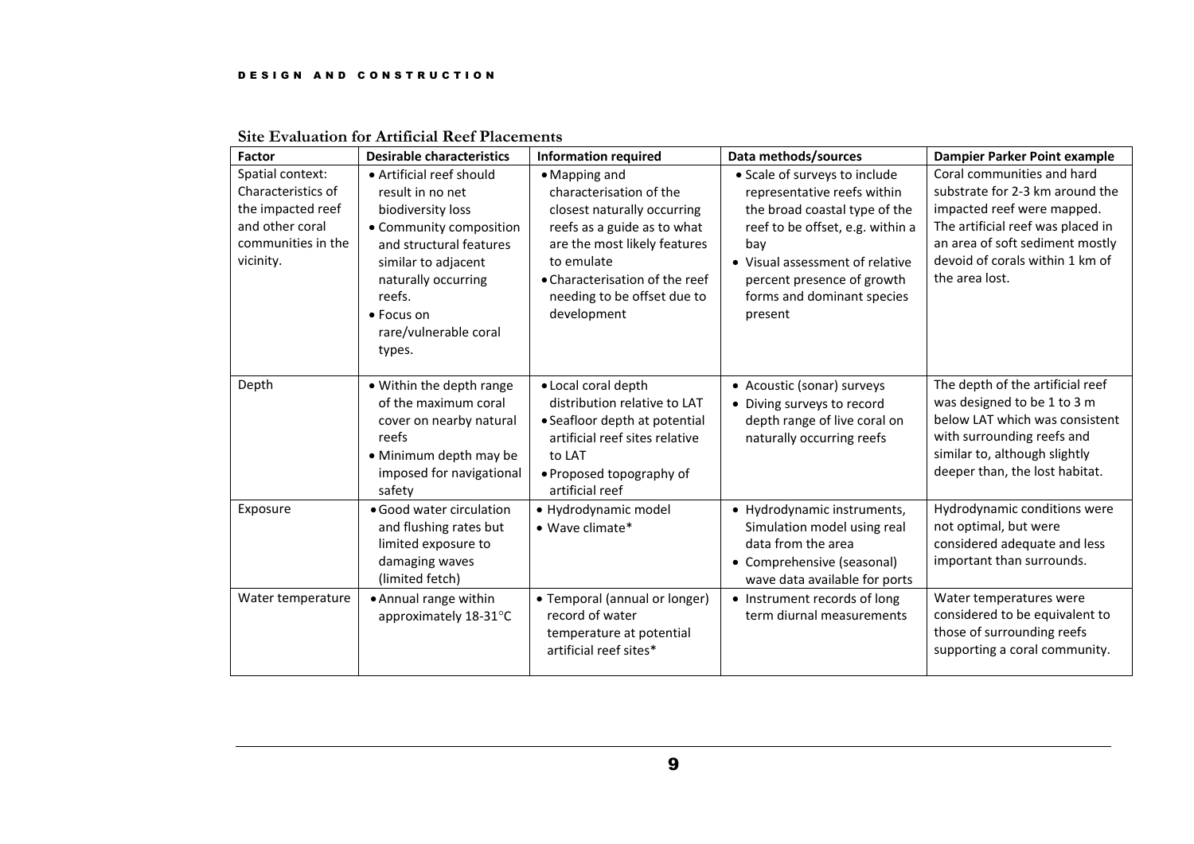**Site Evaluation for Artificial Reef Placements**

| Factor | Desirable characteristics | Information required | Data methods/sources | Dampier Parker Point example |
|---|---|---|---|---|
| Spatial context: Characteristics of the impacted reef and other coral communities in the vicinity. | • Artificial reef should result in no net biodiversity loss<br>• Community composition and structural features similar to adjacent naturally occurring reefs.<br>• Focus on rare/vulnerable coral types. | • Mapping and characterisation of the closest naturally occurring reefs as a guide as to what are the most likely features to emulate<br>• Characterisation of the reef needing to be offset due to development | • Scale of surveys to include representative reefs within the broad coastal type of the reef to be offset, e.g. within a bay<br>• Visual assessment of relative percent presence of growth forms and dominant species present | Coral communities and hard substrate for 2-3 km around the impacted reef were mapped. The artificial reef was placed in an area of soft sediment mostly devoid of corals within 1 km of the area lost. |
| Depth | • Within the depth range of the maximum coral cover on nearby natural reefs<br>• Minimum depth may be imposed for navigational safety | • Local coral depth distribution relative to LAT<br>• Seafloor depth at potential artificial reef sites relative to LAT<br>• Proposed topography of artificial reef | • Acoustic (sonar) surveys<br>• Diving surveys to record depth range of live coral on naturally occurring reefs | The depth of the artificial reef was designed to be 1 to 3 m below LAT which was consistent with surrounding reefs and similar to, although slightly deeper than, the lost habitat. |
| Exposure | • Good water circulation and flushing rates but limited exposure to damaging waves (limited fetch) | • Hydrodynamic model<br>• Wave climate* | • Hydrodynamic instruments, Simulation model using real data from the area<br>• Comprehensive (seasonal) wave data available for ports | Hydrodynamic conditions were not optimal, but were considered adequate and less important than surrounds. |
| Water temperature | • Annual range within approximately 18-31°C | • Temporal (annual or longer) record of water temperature at potential artificial reef sites* | • Instrument records of long term diurnal measurements | Water temperatures were considered to be equivalent to those of surrounding reefs supporting a coral community. |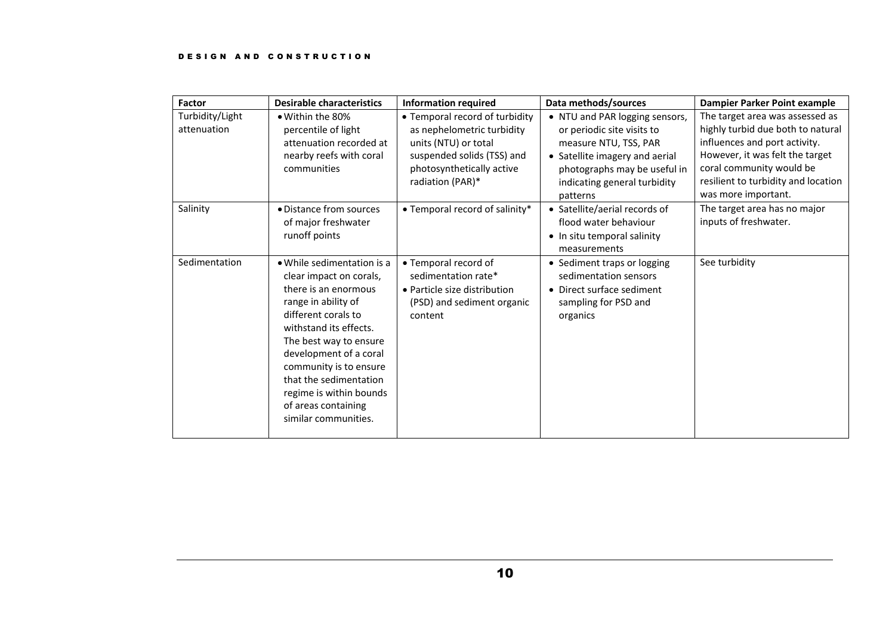| Factor | Desirable characteristics | Information required | Data methods/sources | Dampier Parker Point example |
|---|---|---|---|---|
| Turbidity/Light attenuation | • Within the 80% percentile of light attenuation recorded at nearby reefs with coral communities | • Temporal record of turbidity as nephelometric turbidity units (NTU) or total suspended solids (TSS) and photosynthetically active radiation (PAR)* | • NTU and PAR logging sensors, or periodic site visits to measure NTU, TSS, PAR<br>• Satellite imagery and aerial photographs may be useful in indicating general turbidity patterns | The target area was assessed as highly turbid due both to natural influences and port activity. However, it was felt the target coral community would be resilient to turbidity and location was more important. |
| Salinity | • Distance from sources of major freshwater runoff points | • Temporal record of salinity* | • Satellite/aerial records of flood water behaviour<br>• In situ temporal salinity measurements | The target area has no major inputs of freshwater. |
| Sedimentation | • While sedimentation is a clear impact on corals, there is an enormous range in ability of different corals to withstand its effects. The best way to ensure development of a coral community is to ensure that the sedimentation regime is within bounds of areas containing similar communities. | • Temporal record of sedimentation rate*<br>• Particle size distribution (PSD) and sediment organic content | • Sediment traps or logging sedimentation sensors<br>• Direct surface sediment sampling for PSD and organics | See turbidity |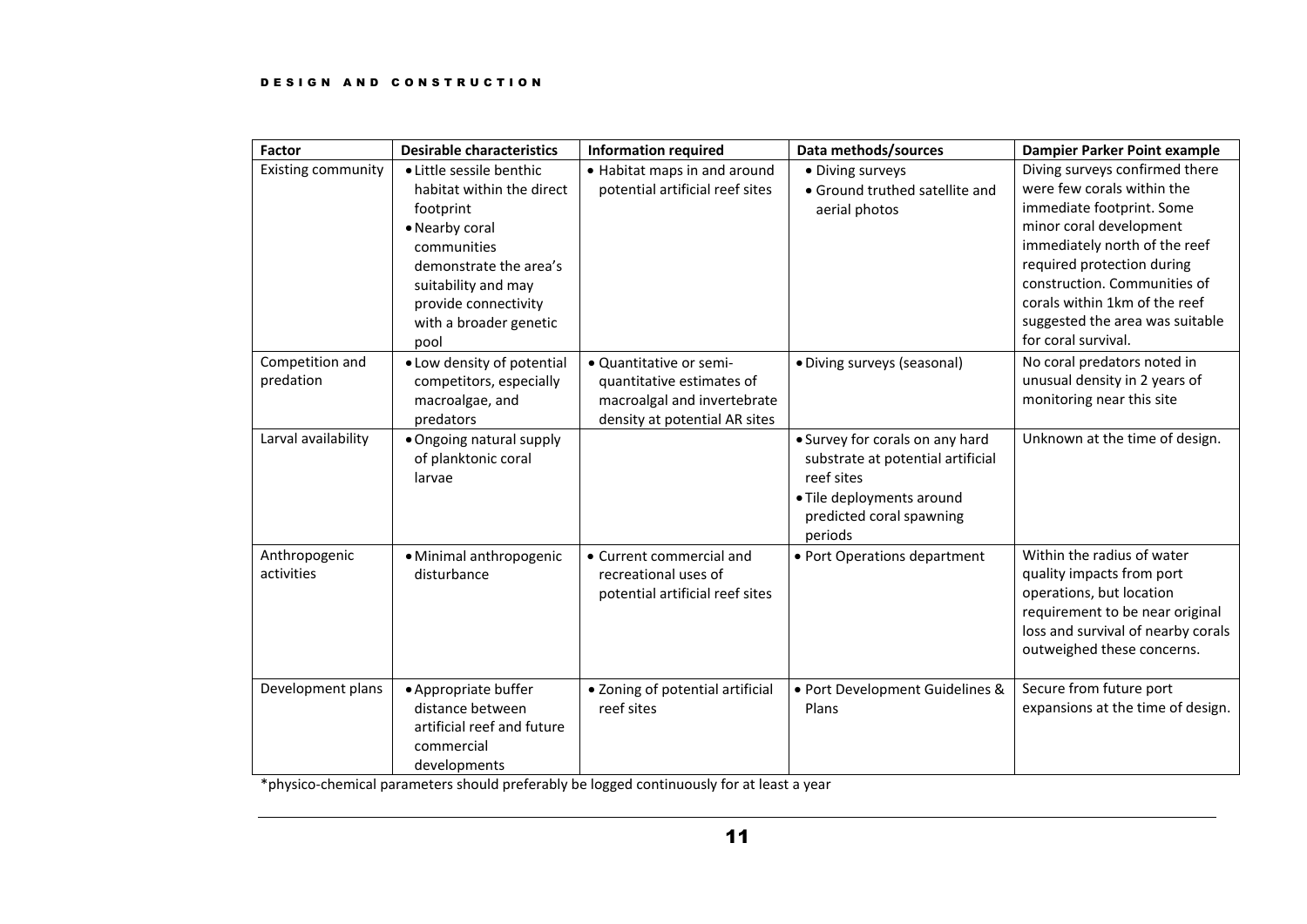| Factor | Desirable characteristics | Information required | Data methods/sources | Dampier Parker Point example |
|---|---|---|---|---|
| Existing community | • Little sessile benthic habitat within the direct footprint<br>• Nearby coral communities demonstrate the area's suitability and may provide connectivity with a broader genetic pool | • Habitat maps in and around potential artificial reef sites | • Diving surveys<br>• Ground truthed satellite and aerial photos | Diving surveys confirmed there were few corals within the immediate footprint. Some minor coral development immediately north of the reef required protection during construction. Communities of corals within 1km of the reef suggested the area was suitable for coral survival. |
| Competition and predation | • Low density of potential competitors, especially macroalgae, and predators | • Quantitative or semi-quantitative estimates of macroalgal and invertebrate density at potential AR sites | • Diving surveys (seasonal) | No coral predators noted in unusual density in 2 years of monitoring near this site |
| Larval availability | • Ongoing natural supply of planktonic coral larvae | | • Survey for corals on any hard substrate at potential artificial reef sites<br>• Tile deployments around predicted coral spawning periods | Unknown at the time of design. |
| Anthropogenic activities | • Minimal anthropogenic disturbance | • Current commercial and recreational uses of potential artificial reef sites | • Port Operations department | Within the radius of water quality impacts from port operations, but location requirement to be near original loss and survival of nearby corals outweighed these concerns. |
| Development plans | • Appropriate buffer distance between artificial reef and future commercial developments | • Zoning of potential artificial reef sites | • Port Development Guidelines & Plans | Secure from future port expansions at the time of design. |

*physico-chemical parameters should preferably be logged continuously for at least a year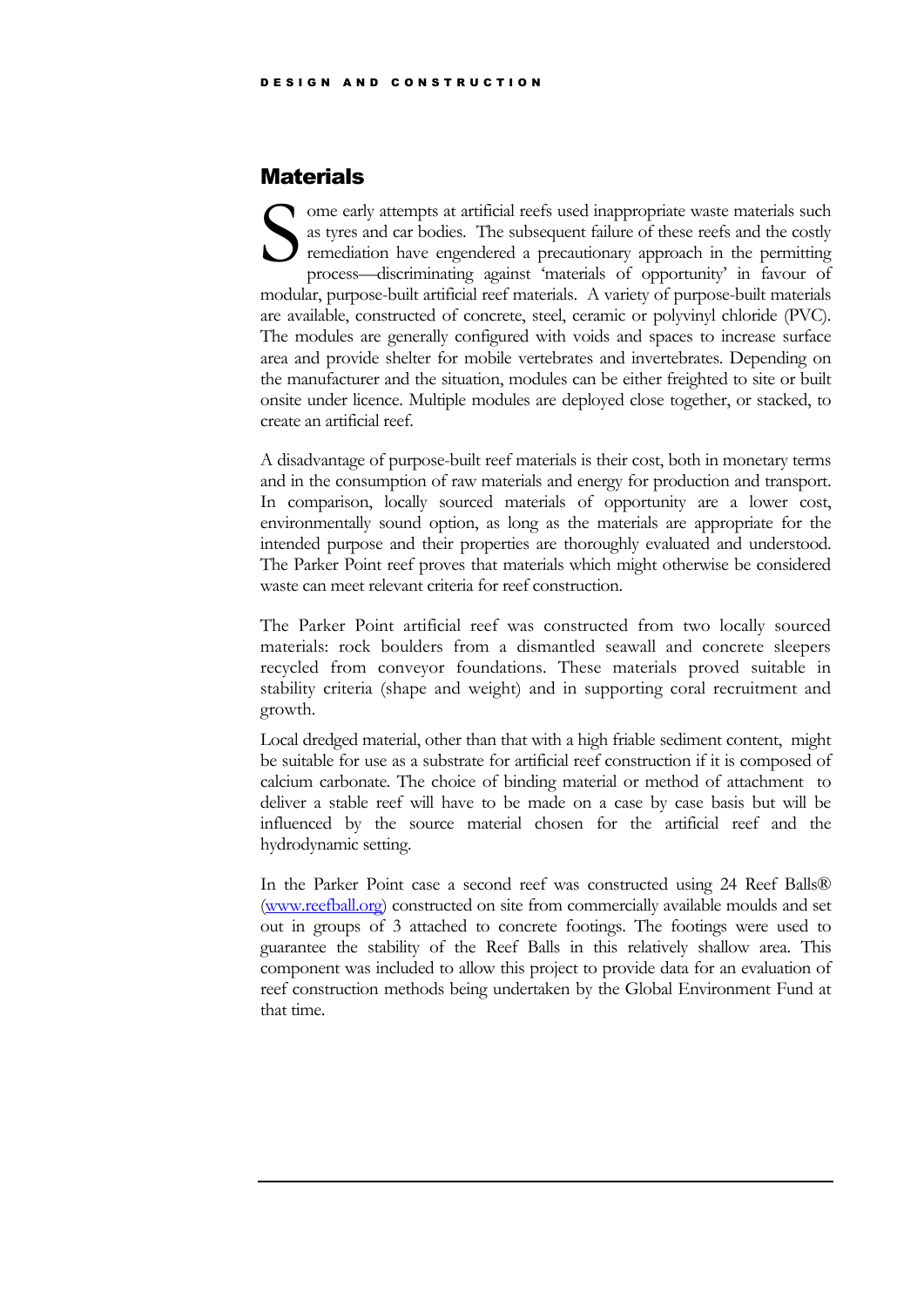## Materials

Some early attempts at artificial reefs used inappropriate waste materials such as tyres and car bodies. The subsequent failure of these reefs and the costly remediation have engendered a precautionary approach in the permitting process—discriminating against 'materials of opportunity' in favour of modular, purpose-built artificial reef materials. A variety of purpose-built materials are available, constructed of concrete, steel, ceramic or polyvinyl chloride (PVC). The modules are generally configured with voids and spaces to increase surface area and provide shelter for mobile vertebrates and invertebrates. Depending on the manufacturer and the situation, modules can be either freighted to site or built onsite under licence. Multiple modules are deployed close together, or stacked, to create an artificial reef.

A disadvantage of purpose-built reef materials is their cost, both in monetary terms and in the consumption of raw materials and energy for production and transport. In comparison, locally sourced materials of opportunity are a lower cost, environmentally sound option, as long as the materials are appropriate for the intended purpose and their properties are thoroughly evaluated and understood. The Parker Point reef proves that materials which might otherwise be considered waste can meet relevant criteria for reef construction.

The Parker Point artificial reef was constructed from two locally sourced materials: rock boulders from a dismantled seawall and concrete sleepers recycled from conveyor foundations. These materials proved suitable in stability criteria (shape and weight) and in supporting coral recruitment and growth.

Local dredged material, other than that with a high friable sediment content, might be suitable for use as a substrate for artificial reef construction if it is composed of calcium carbonate. The choice of binding material or method of attachment to deliver a stable reef will have to be made on a case by case basis but will be influenced by the source material chosen for the artificial reef and the hydrodynamic setting.

In the Parker Point case a second reef was constructed using 24 Reef Balls® (www.reefball.org) constructed on site from commercially available moulds and set out in groups of 3 attached to concrete footings. The footings were used to guarantee the stability of the Reef Balls in this relatively shallow area. This component was included to allow this project to provide data for an evaluation of reef construction methods being undertaken by the Global Environment Fund at that time.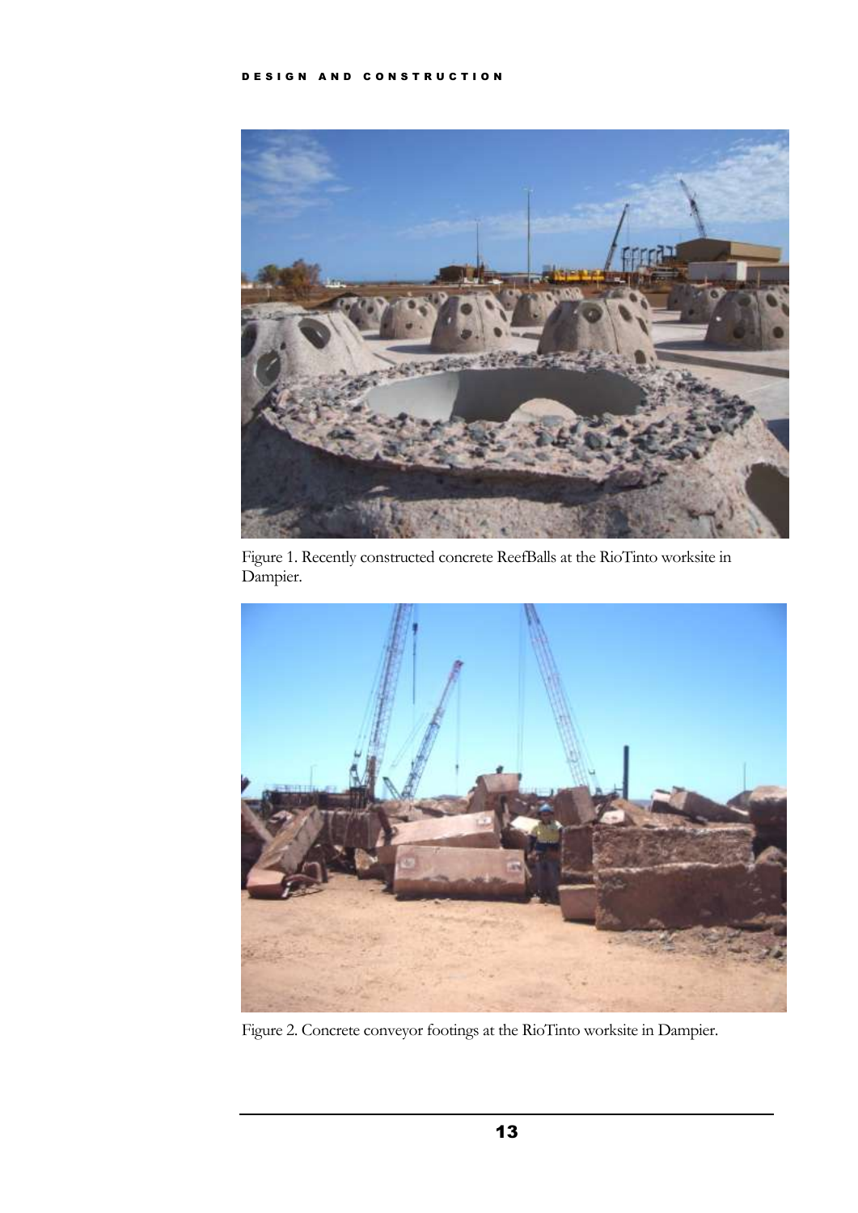Figure 1. Recently constructed concrete ReefBalls at the RioTinto worksite in Dampier.

Figure 2. Concrete conveyor footings at the RioTinto worksite in Dampier.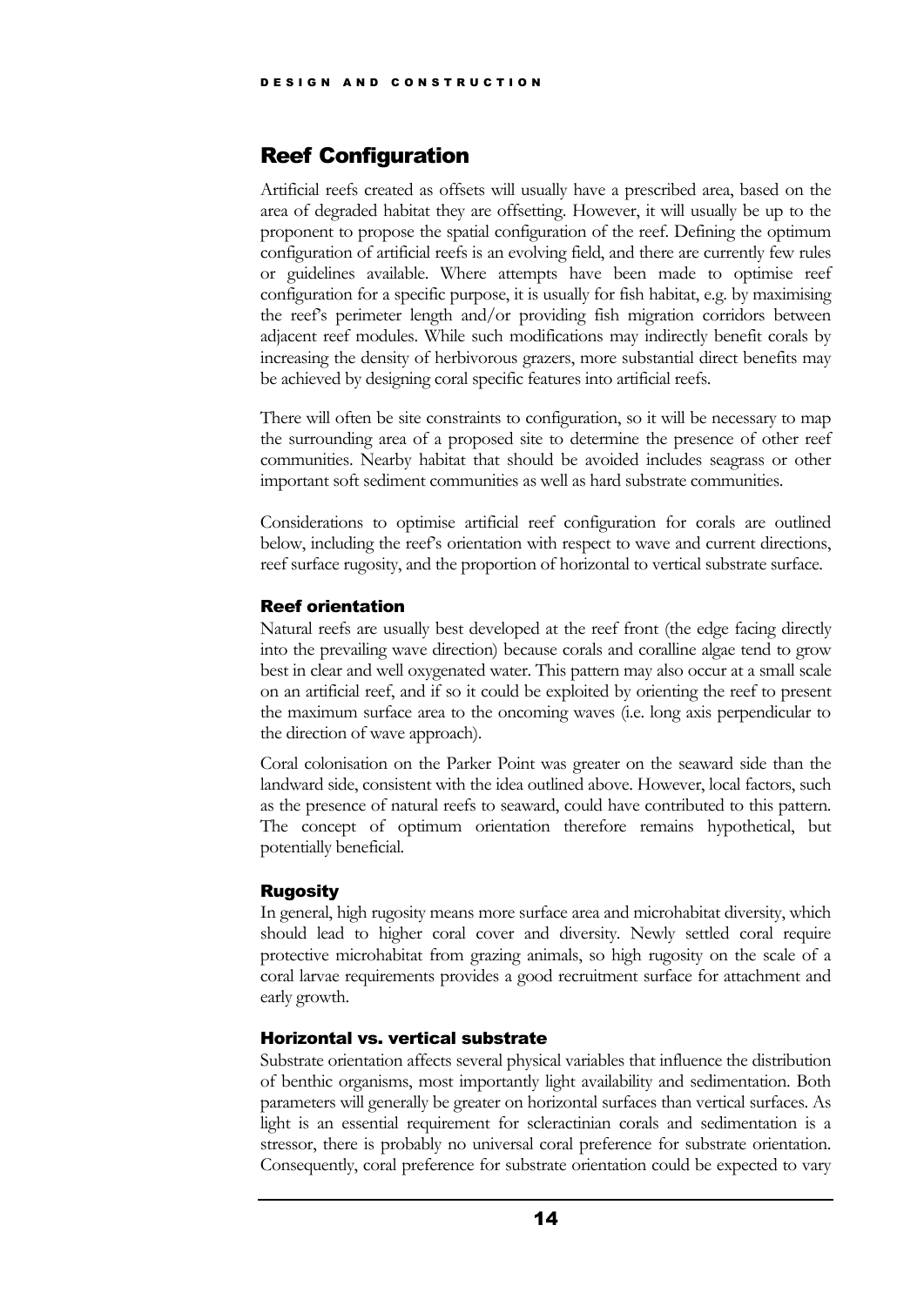## Reef Configuration

Artificial reefs created as offsets will usually have a prescribed area, based on the area of degraded habitat they are offsetting. However, it will usually be up to the proponent to propose the spatial configuration of the reef. Defining the optimum configuration of artificial reefs is an evolving field, and there are currently few rules or guidelines available. Where attempts have been made to optimise reef configuration for a specific purpose, it is usually for fish habitat, e.g. by maximising the reef's perimeter length and/or providing fish migration corridors between adjacent reef modules. While such modifications may indirectly benefit corals by increasing the density of herbivorous grazers, more substantial direct benefits may be achieved by designing coral specific features into artificial reefs.

There will often be site constraints to configuration, so it will be necessary to map the surrounding area of a proposed site to determine the presence of other reef communities. Nearby habitat that should be avoided includes seagrass or other important soft sediment communities as well as hard substrate communities.

Considerations to optimise artificial reef configuration for corals are outlined below, including the reef's orientation with respect to wave and current directions, reef surface rugosity, and the proportion of horizontal to vertical substrate surface.

### Reef orientation

Natural reefs are usually best developed at the reef front (the edge facing directly into the prevailing wave direction) because corals and coralline algae tend to grow best in clear and well oxygenated water. This pattern may also occur at a small scale on an artificial reef, and if so it could be exploited by orienting the reef to present the maximum surface area to the oncoming waves (i.e. long axis perpendicular to the direction of wave approach).

Coral colonisation on the Parker Point was greater on the seaward side than the landward side, consistent with the idea outlined above. However, local factors, such as the presence of natural reefs to seaward, could have contributed to this pattern. The concept of optimum orientation therefore remains hypothetical, but potentially beneficial.

### Rugosity

In general, high rugosity means more surface area and microhabitat diversity, which should lead to higher coral cover and diversity. Newly settled coral require protective microhabitat from grazing animals, so high rugosity on the scale of a coral larvae requirements provides a good recruitment surface for attachment and early growth.

### Horizontal vs. vertical substrate

Substrate orientation affects several physical variables that influence the distribution of benthic organisms, most importantly light availability and sedimentation. Both parameters will generally be greater on horizontal surfaces than vertical surfaces. As light is an essential requirement for scleractinian corals and sedimentation is a stressor, there is probably no universal coral preference for substrate orientation. Consequently, coral preference for substrate orientation could be expected to vary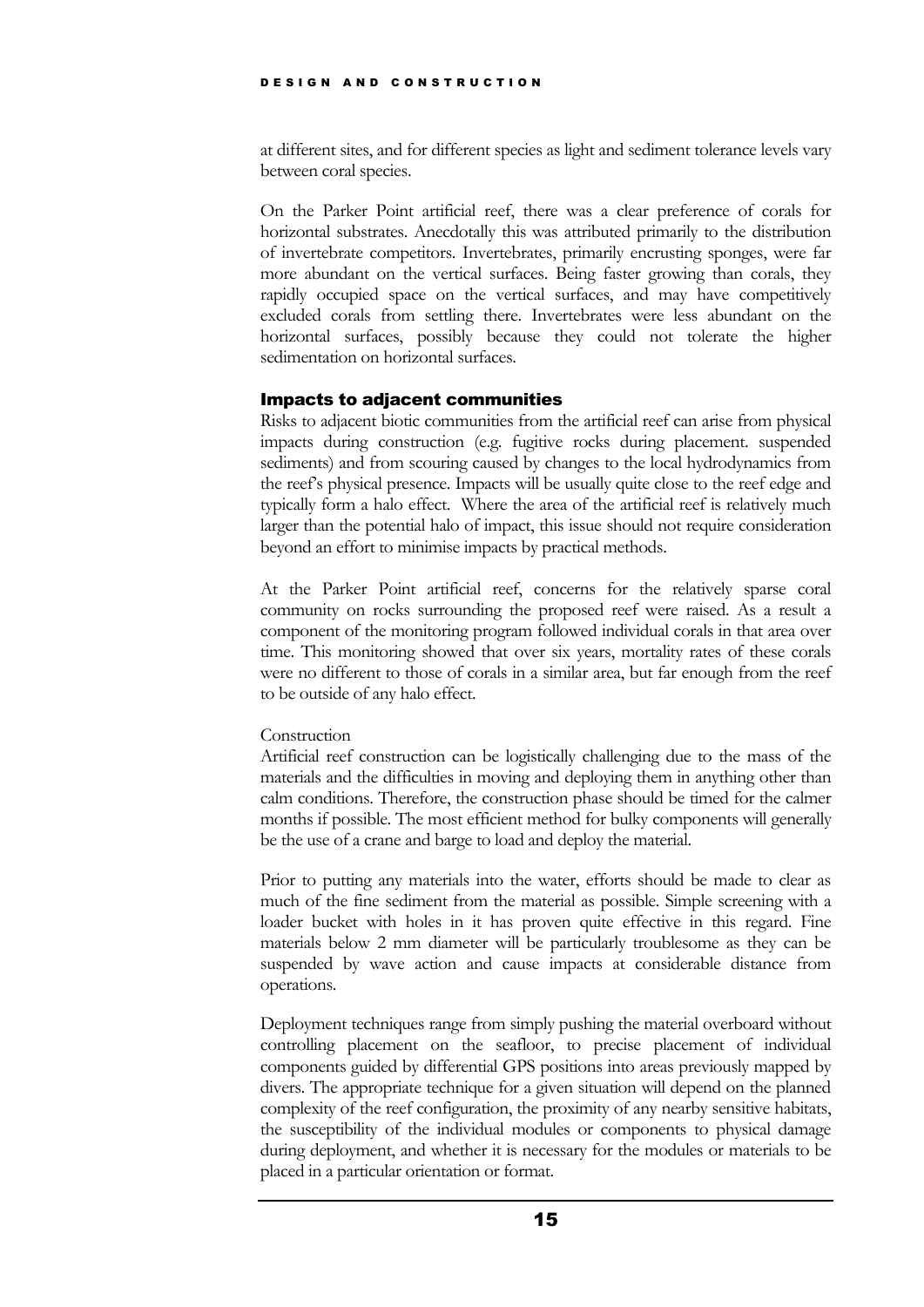at different sites, and for different species as light and sediment tolerance levels vary between coral species.

On the Parker Point artificial reef, there was a clear preference of corals for horizontal substrates. Anecdotally this was attributed primarily to the distribution of invertebrate competitors. Invertebrates, primarily encrusting sponges, were far more abundant on the vertical surfaces. Being faster growing than corals, they rapidly occupied space on the vertical surfaces, and may have competitively excluded corals from settling there. Invertebrates were less abundant on the horizontal surfaces, possibly because they could not tolerate the higher sedimentation on horizontal surfaces.

### Impacts to adjacent communities

Risks to adjacent biotic communities from the artificial reef can arise from physical impacts during construction (e.g. fugitive rocks during placement. suspended sediments) and from scouring caused by changes to the local hydrodynamics from the reef's physical presence. Impacts will be usually quite close to the reef edge and typically form a halo effect. Where the area of the artificial reef is relatively much larger than the potential halo of impact, this issue should not require consideration beyond an effort to minimise impacts by practical methods.

At the Parker Point artificial reef, concerns for the relatively sparse coral community on rocks surrounding the proposed reef were raised. As a result a component of the monitoring program followed individual corals in that area over time. This monitoring showed that over six years, mortality rates of these corals were no different to those of corals in a similar area, but far enough from the reef to be outside of any halo effect.

Construction

Artificial reef construction can be logistically challenging due to the mass of the materials and the difficulties in moving and deploying them in anything other than calm conditions. Therefore, the construction phase should be timed for the calmer months if possible. The most efficient method for bulky components will generally be the use of a crane and barge to load and deploy the material.

Prior to putting any materials into the water, efforts should be made to clear as much of the fine sediment from the material as possible. Simple screening with a loader bucket with holes in it has proven quite effective in this regard. Fine materials below 2 mm diameter will be particularly troublesome as they can be suspended by wave action and cause impacts at considerable distance from operations.

Deployment techniques range from simply pushing the material overboard without controlling placement on the seafloor, to precise placement of individual components guided by differential GPS positions into areas previously mapped by divers. The appropriate technique for a given situation will depend on the planned complexity of the reef configuration, the proximity of any nearby sensitive habitats, the susceptibility of the individual modules or components to physical damage during deployment, and whether it is necessary for the modules or materials to be placed in a particular orientation or format.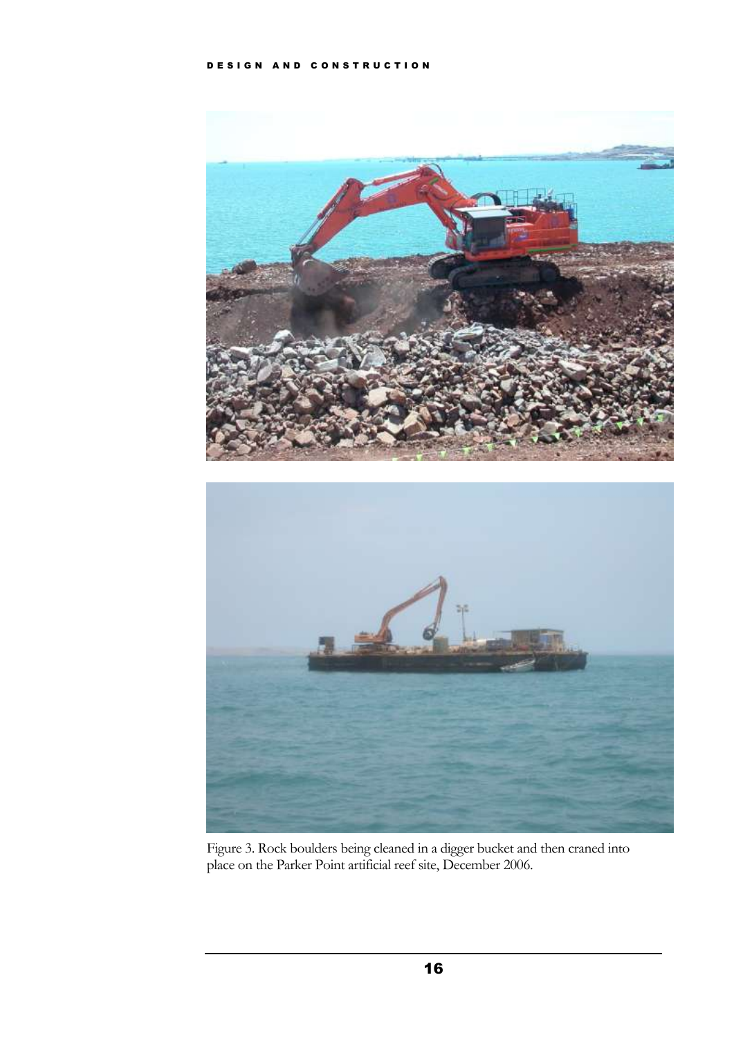Figure 3. Rock boulders being cleaned in a digger bucket and then craned into place on the Parker Point artificial reef site, December 2006.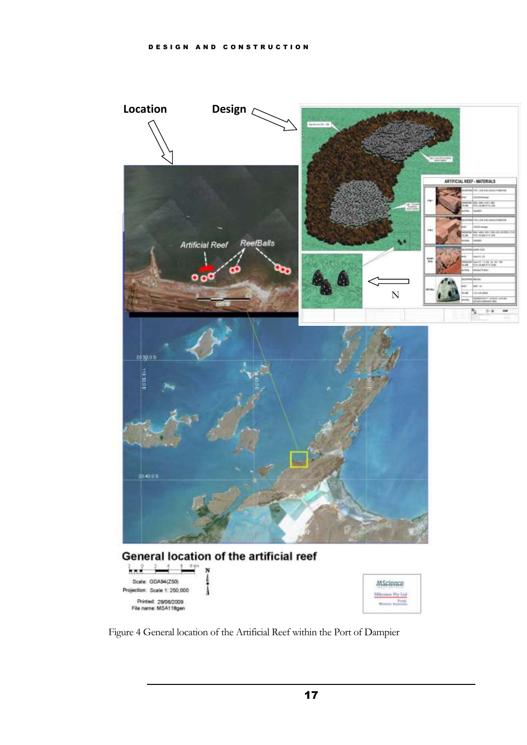Figure 4 General location of the Artificial Reef within the Port of Dampier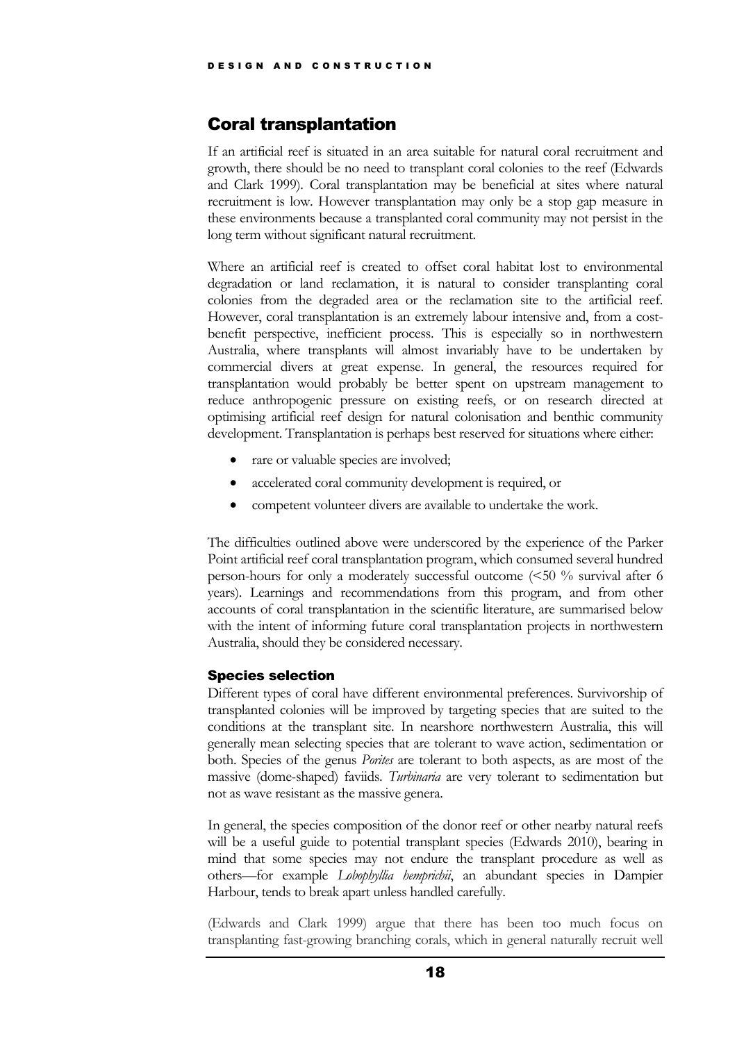## Coral transplantation

If an artificial reef is situated in an area suitable for natural coral recruitment and growth, there should be no need to transplant coral colonies to the reef (Edwards and Clark 1999). Coral transplantation may be beneficial at sites where natural recruitment is low. However transplantation may only be a stop gap measure in these environments because a transplanted coral community may not persist in the long term without significant natural recruitment.

Where an artificial reef is created to offset coral habitat lost to environmental degradation or land reclamation, it is natural to consider transplanting coral colonies from the degraded area or the reclamation site to the artificial reef. However, coral transplantation is an extremely labour intensive and, from a cost-benefit perspective, inefficient process. This is especially so in northwestern Australia, where transplants will almost invariably have to be undertaken by commercial divers at great expense. In general, the resources required for transplantation would probably be better spent on upstream management to reduce anthropogenic pressure on existing reefs, or on research directed at optimising artificial reef design for natural colonisation and benthic community development. Transplantation is perhaps best reserved for situations where either:

- rare or valuable species are involved;
- accelerated coral community development is required, or
- competent volunteer divers are available to undertake the work.

The difficulties outlined above were underscored by the experience of the Parker Point artificial reef coral transplantation program, which consumed several hundred person-hours for only a moderately successful outcome (<50 % survival after 6 years). Learnings and recommendations from this program, and from other accounts of coral transplantation in the scientific literature, are summarised below with the intent of informing future coral transplantation projects in northwestern Australia, should they be considered necessary.

### Species selection

Different types of coral have different environmental preferences. Survivorship of transplanted colonies will be improved by targeting species that are suited to the conditions at the transplant site. In nearshore northwestern Australia, this will generally mean selecting species that are tolerant to wave action, sedimentation or both. Species of the genus *Porites* are tolerant to both aspects, as are most of the massive (dome-shaped) faviids. *Turbinaria* are very tolerant to sedimentation but not as wave resistant as the massive genera.

In general, the species composition of the donor reef or other nearby natural reefs will be a useful guide to potential transplant species (Edwards 2010), bearing in mind that some species may not endure the transplant procedure as well as others—for example *Lobophyllia hemprichii*, an abundant species in Dampier Harbour, tends to break apart unless handled carefully.

(Edwards and Clark 1999) argue that there has been too much focus on transplanting fast-growing branching corals, which in general naturally recruit well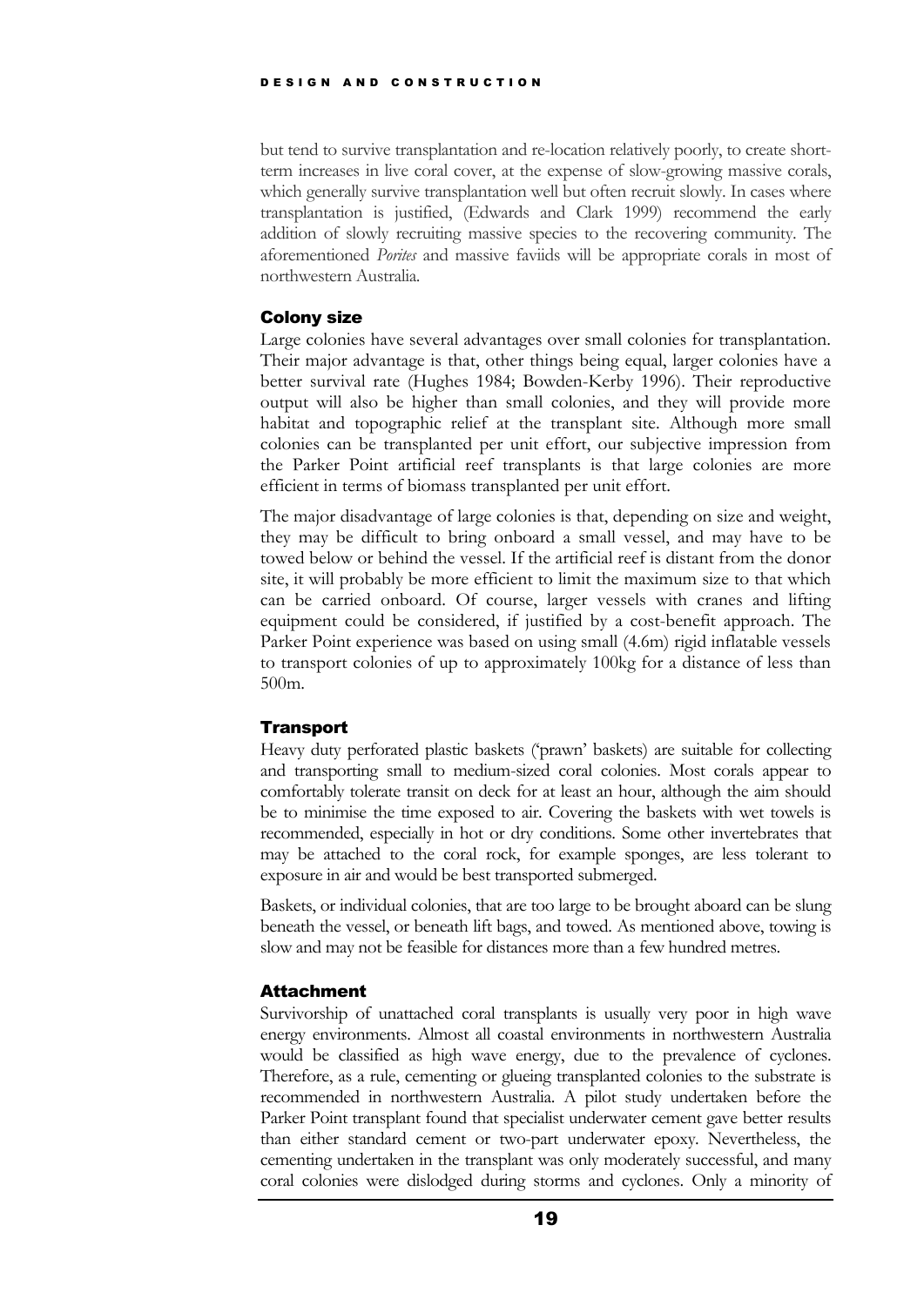but tend to survive transplantation and re-location relatively poorly, to create short-term increases in live coral cover, at the expense of slow-growing massive corals, which generally survive transplantation well but often recruit slowly. In cases where transplantation is justified, (Edwards and Clark 1999) recommend the early addition of slowly recruiting massive species to the recovering community. The aforementioned *Porites* and massive faviids will be appropriate corals in most of northwestern Australia.

### Colony size

Large colonies have several advantages over small colonies for transplantation. Their major advantage is that, other things being equal, larger colonies have a better survival rate (Hughes 1984; Bowden-Kerby 1996). Their reproductive output will also be higher than small colonies, and they will provide more habitat and topographic relief at the transplant site. Although more small colonies can be transplanted per unit effort, our subjective impression from the Parker Point artificial reef transplants is that large colonies are more efficient in terms of biomass transplanted per unit effort.

The major disadvantage of large colonies is that, depending on size and weight, they may be difficult to bring onboard a small vessel, and may have to be towed below or behind the vessel. If the artificial reef is distant from the donor site, it will probably be more efficient to limit the maximum size to that which can be carried onboard. Of course, larger vessels with cranes and lifting equipment could be considered, if justified by a cost-benefit approach. The Parker Point experience was based on using small (4.6m) rigid inflatable vessels to transport colonies of up to approximately 100kg for a distance of less than 500m.

### Transport

Heavy duty perforated plastic baskets ('prawn' baskets) are suitable for collecting and transporting small to medium-sized coral colonies. Most corals appear to comfortably tolerate transit on deck for at least an hour, although the aim should be to minimise the time exposed to air. Covering the baskets with wet towels is recommended, especially in hot or dry conditions. Some other invertebrates that may be attached to the coral rock, for example sponges, are less tolerant to exposure in air and would be best transported submerged.

Baskets, or individual colonies, that are too large to be brought aboard can be slung beneath the vessel, or beneath lift bags, and towed. As mentioned above, towing is slow and may not be feasible for distances more than a few hundred metres.

### Attachment

Survivorship of unattached coral transplants is usually very poor in high wave energy environments. Almost all coastal environments in northwestern Australia would be classified as high wave energy, due to the prevalence of cyclones. Therefore, as a rule, cementing or glueing transplanted colonies to the substrate is recommended in northwestern Australia. A pilot study undertaken before the Parker Point transplant found that specialist underwater cement gave better results than either standard cement or two-part underwater epoxy. Nevertheless, the cementing undertaken in the transplant was only moderately successful, and many coral colonies were dislodged during storms and cyclones. Only a minority of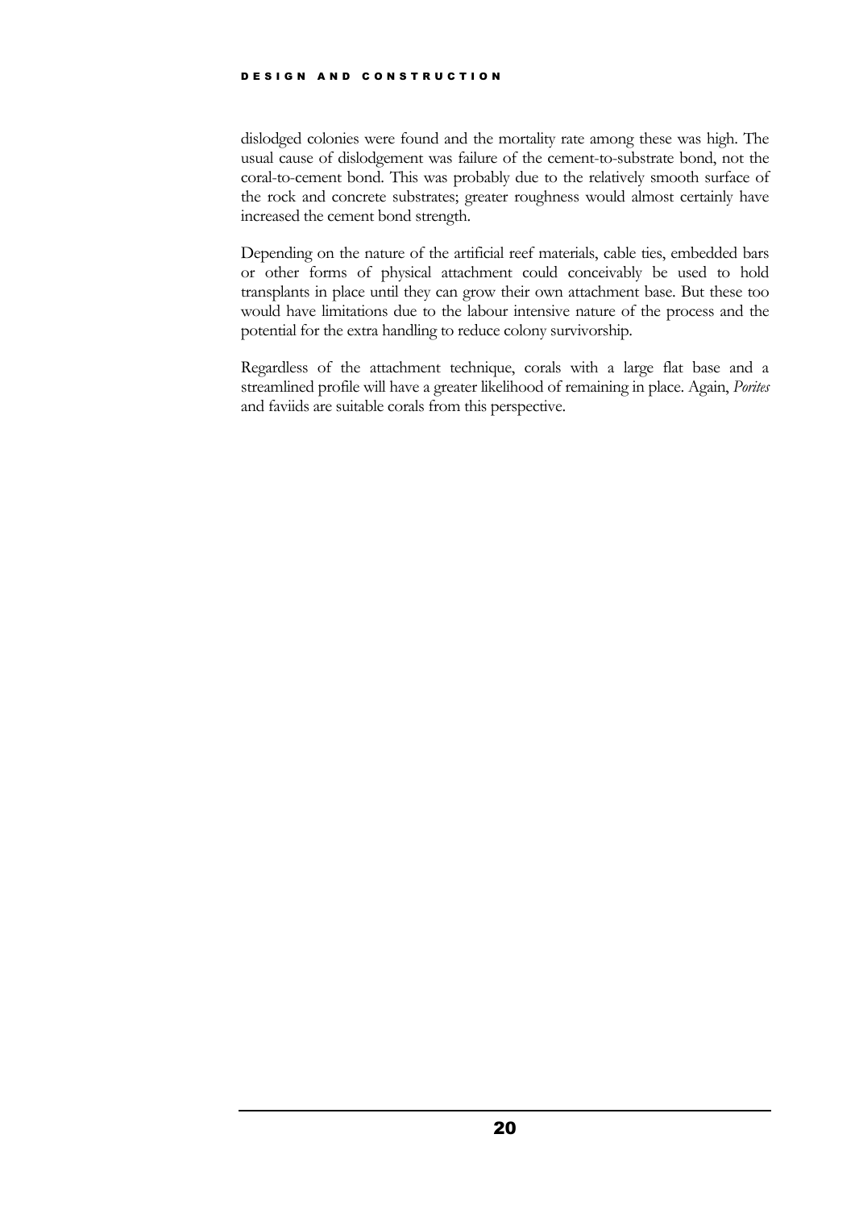dislodged colonies were found and the mortality rate among these was high. The usual cause of dislodgement was failure of the cement-to-substrate bond, not the coral-to-cement bond. This was probably due to the relatively smooth surface of the rock and concrete substrates; greater roughness would almost certainly have increased the cement bond strength.

Depending on the nature of the artificial reef materials, cable ties, embedded bars or other forms of physical attachment could conceivably be used to hold transplants in place until they can grow their own attachment base. But these too would have limitations due to the labour intensive nature of the process and the potential for the extra handling to reduce colony survivorship.

Regardless of the attachment technique, corals with a large flat base and a streamlined profile will have a greater likelihood of remaining in place. Again, *Porites* and faviids are suitable corals from this perspective.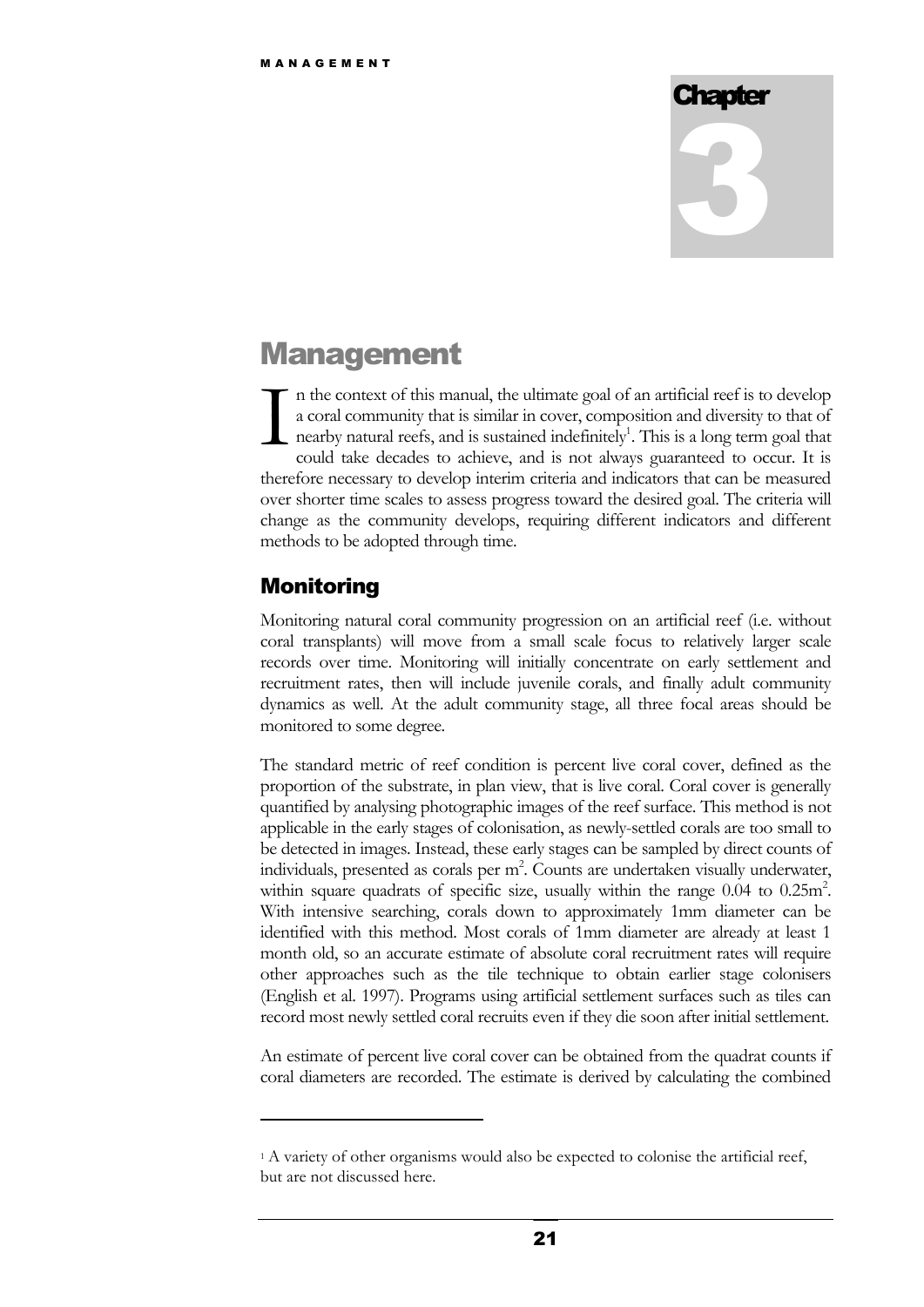# Chapter 3

# Management

In the context of this manual, the ultimate goal of an artificial reef is to develop a coral community that is similar in cover, composition and diversity to that of nearby natural reefs, and is sustained indefinitely[1]. This is a long term goal that could take decades to achieve, and is not always guaranteed to occur. It is therefore necessary to develop interim criteria and indicators that can be measured over shorter time scales to assess progress toward the desired goal. The criteria will change as the community develops, requiring different indicators and different methods to be adopted through time.

## Monitoring

Monitoring natural coral community progression on an artificial reef (i.e. without coral transplants) will move from a small scale focus to relatively larger scale records over time. Monitoring will initially concentrate on early settlement and recruitment rates, then will include juvenile corals, and finally adult community dynamics as well. At the adult community stage, all three focal areas should be monitored to some degree.

The standard metric of reef condition is percent live coral cover, defined as the proportion of the substrate, in plan view, that is live coral. Coral cover is generally quantified by analysing photographic images of the reef surface. This method is not applicable in the early stages of colonisation, as newly-settled corals are too small to be detected in images. Instead, these early stages can be sampled by direct counts of individuals, presented as corals per $m^2$. Counts are undertaken visually underwater, within square quadrats of specific size, usually within the range 0.04 to $0.25m^2$. With intensive searching, corals down to approximately 1mm diameter can be identified with this method. Most corals of 1mm diameter are already at least 1 month old, so an accurate estimate of absolute coral recruitment rates will require other approaches such as the tile technique to obtain earlier stage colonisers (English et al. 1997). Programs using artificial settlement surfaces such as tiles can record most newly settled coral recruits even if they die soon after initial settlement.

An estimate of percent live coral cover can be obtained from the quadrat counts if coral diameters are recorded. The estimate is derived by calculating the combined

---

[1] A variety of other organisms would also be expected to colonise the artificial reef, but are not discussed here.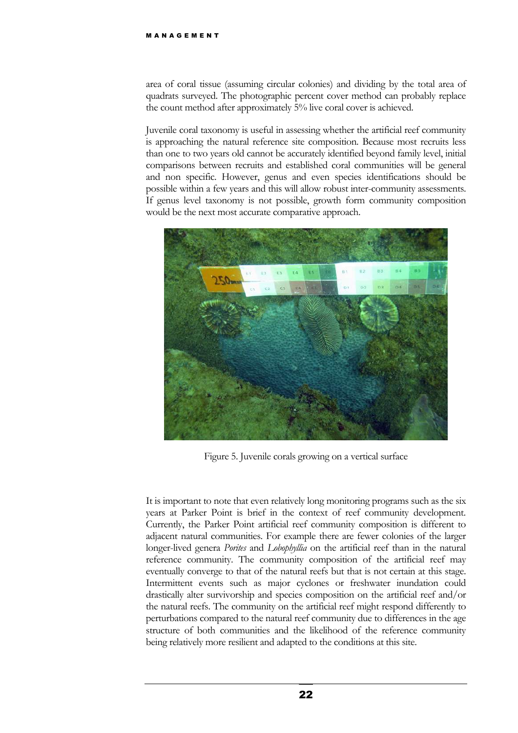area of coral tissue (assuming circular colonies) and dividing by the total area of quadrats surveyed. The photographic percent cover method can probably replace the count method after approximately 5% live coral cover is achieved.

Juvenile coral taxonomy is useful in assessing whether the artificial reef community is approaching the natural reference site composition. Because most recruits less than one to two years old cannot be accurately identified beyond family level, initial comparisons between recruits and established coral communities will be general and non specific. However, genus and even species identifications should be possible within a few years and this will allow robust inter-community assessments. If genus level taxonomy is not possible, growth form community composition would be the next most accurate comparative approach.

Figure 5. Juvenile corals growing on a vertical surface

It is important to note that even relatively long monitoring programs such as the six years at Parker Point is brief in the context of reef community development. Currently, the Parker Point artificial reef community composition is different to adjacent natural communities. For example there are fewer colonies of the larger longer-lived genera *Porites* and *Lobophyllia* on the artificial reef than in the natural reference community. The community composition of the artificial reef may eventually converge to that of the natural reefs but that is not certain at this stage. Intermittent events such as major cyclones or freshwater inundation could drastically alter survivorship and species composition on the artificial reef and/or the natural reefs. The community on the artificial reef might respond differently to perturbations compared to the natural reef community due to differences in the age structure of both communities and the likelihood of the reference community being relatively more resilient and adapted to the conditions at this site.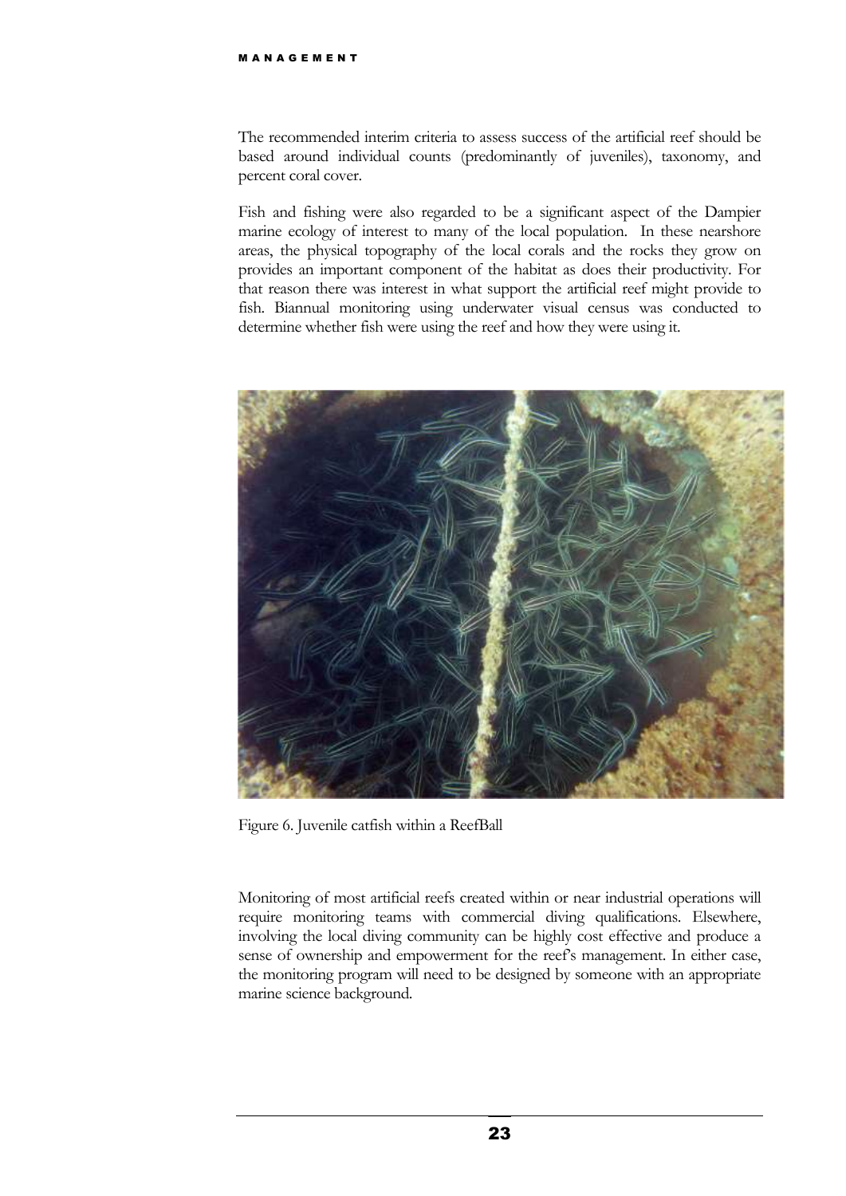The recommended interim criteria to assess success of the artificial reef should be based around individual counts (predominantly of juveniles), taxonomy, and percent coral cover.

Fish and fishing were also regarded to be a significant aspect of the Dampier marine ecology of interest to many of the local population. In these nearshore areas, the physical topography of the local corals and the rocks they grow on provides an important component of the habitat as does their productivity. For that reason there was interest in what support the artificial reef might provide to fish. Biannual monitoring using underwater visual census was conducted to determine whether fish were using the reef and how they were using it.

Figure 6. Juvenile catfish within a ReefBall

Monitoring of most artificial reefs created within or near industrial operations will require monitoring teams with commercial diving qualifications. Elsewhere, involving the local diving community can be highly cost effective and produce a sense of ownership and empowerment for the reef's management. In either case, the monitoring program will need to be designed by someone with an appropriate marine science background.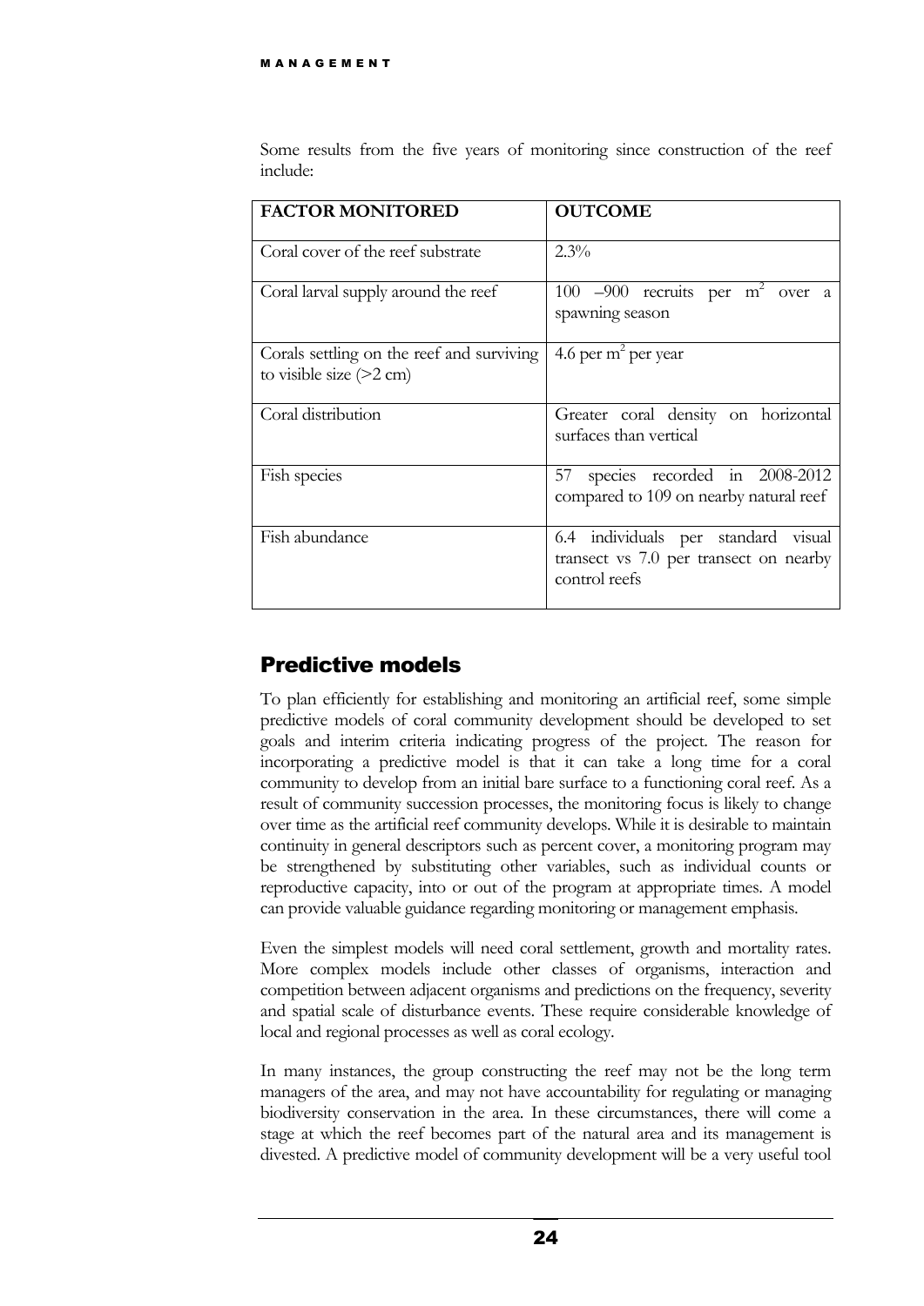Some results from the five years of monitoring since construction of the reef include:

| FACTOR MONITORED | OUTCOME |
|---|---|
| Coral cover of the reef substrate | 2.3% |
| Coral larval supply around the reef | 100 –900 recruits per $m^2$ over a spawning season |
| Corals settling on the reef and surviving to visible size (>2 cm) | 4.6 per $m^2$ per year |
| Coral distribution | Greater coral density on horizontal surfaces than vertical |
| Fish species | 57 species recorded in 2008-2012 compared to 109 on nearby natural reef |
| Fish abundance | 6.4 individuals per standard visual transect vs 7.0 per transect on nearby control reefs |

## Predictive models

To plan efficiently for establishing and monitoring an artificial reef, some simple predictive models of coral community development should be developed to set goals and interim criteria indicating progress of the project. The reason for incorporating a predictive model is that it can take a long time for a coral community to develop from an initial bare surface to a functioning coral reef. As a result of community succession processes, the monitoring focus is likely to change over time as the artificial reef community develops. While it is desirable to maintain continuity in general descriptors such as percent cover, a monitoring program may be strengthened by substituting other variables, such as individual counts or reproductive capacity, into or out of the program at appropriate times. A model can provide valuable guidance regarding monitoring or management emphasis.

Even the simplest models will need coral settlement, growth and mortality rates. More complex models include other classes of organisms, interaction and competition between adjacent organisms and predictions on the frequency, severity and spatial scale of disturbance events. These require considerable knowledge of local and regional processes as well as coral ecology.

In many instances, the group constructing the reef may not be the long term managers of the area, and may not have accountability for regulating or managing biodiversity conservation in the area. In these circumstances, there will come a stage at which the reef becomes part of the natural area and its management is divested. A predictive model of community development will be a very useful tool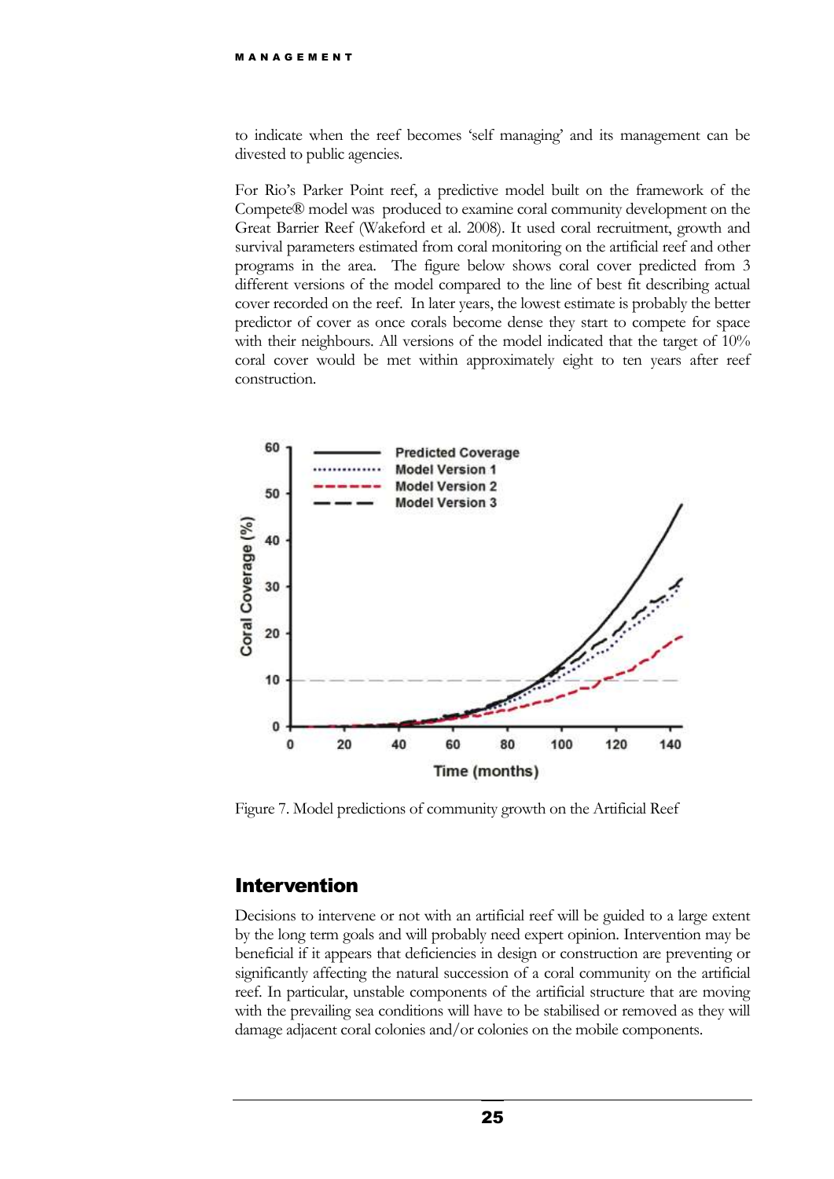to indicate when the reef becomes 'self managing' and its management can be divested to public agencies.

For Rio's Parker Point reef, a predictive model built on the framework of the Compete® model was produced to examine coral community development on the Great Barrier Reef (Wakeford et al. 2008). It used coral recruitment, growth and survival parameters estimated from coral monitoring on the artificial reef and other programs in the area. The figure below shows coral cover predicted from 3 different versions of the model compared to the line of best fit describing actual cover recorded on the reef. In later years, the lowest estimate is probably the better predictor of cover as once corals become dense they start to compete for space with their neighbours. All versions of the model indicated that the target of 10% coral cover would be met within approximately eight to ten years after reef construction.

Figure 7. Model predictions of community growth on the Artificial Reef

## Intervention

Decisions to intervene or not with an artificial reef will be guided to a large extent by the long term goals and will probably need expert opinion. Intervention may be beneficial if it appears that deficiencies in design or construction are preventing or significantly affecting the natural succession of a coral community on the artificial reef. In particular, unstable components of the artificial structure that are moving with the prevailing sea conditions will have to be stabilised or removed as they will damage adjacent coral colonies and/or colonies on the mobile components.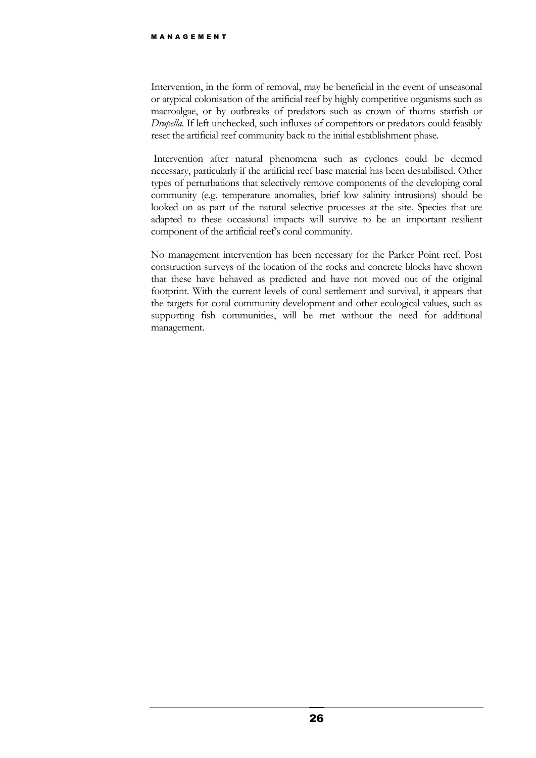Intervention, in the form of removal, may be beneficial in the event of unseasonal or atypical colonisation of the artificial reef by highly competitive organisms such as macroalgae, or by outbreaks of predators such as crown of thorns starfish or *Drupella*. If left unchecked, such influxes of competitors or predators could feasibly reset the artificial reef community back to the initial establishment phase.

Intervention after natural phenomena such as cyclones could be deemed necessary, particularly if the artificial reef base material has been destabilised. Other types of perturbations that selectively remove components of the developing coral community (e.g. temperature anomalies, brief low salinity intrusions) should be looked on as part of the natural selective processes at the site. Species that are adapted to these occasional impacts will survive to be an important resilient component of the artificial reef's coral community.

No management intervention has been necessary for the Parker Point reef. Post construction surveys of the location of the rocks and concrete blocks have shown that these have behaved as predicted and have not moved out of the original footprint. With the current levels of coral settlement and survival, it appears that the targets for coral community development and other ecological values, such as supporting fish communities, will be met without the need for additional management.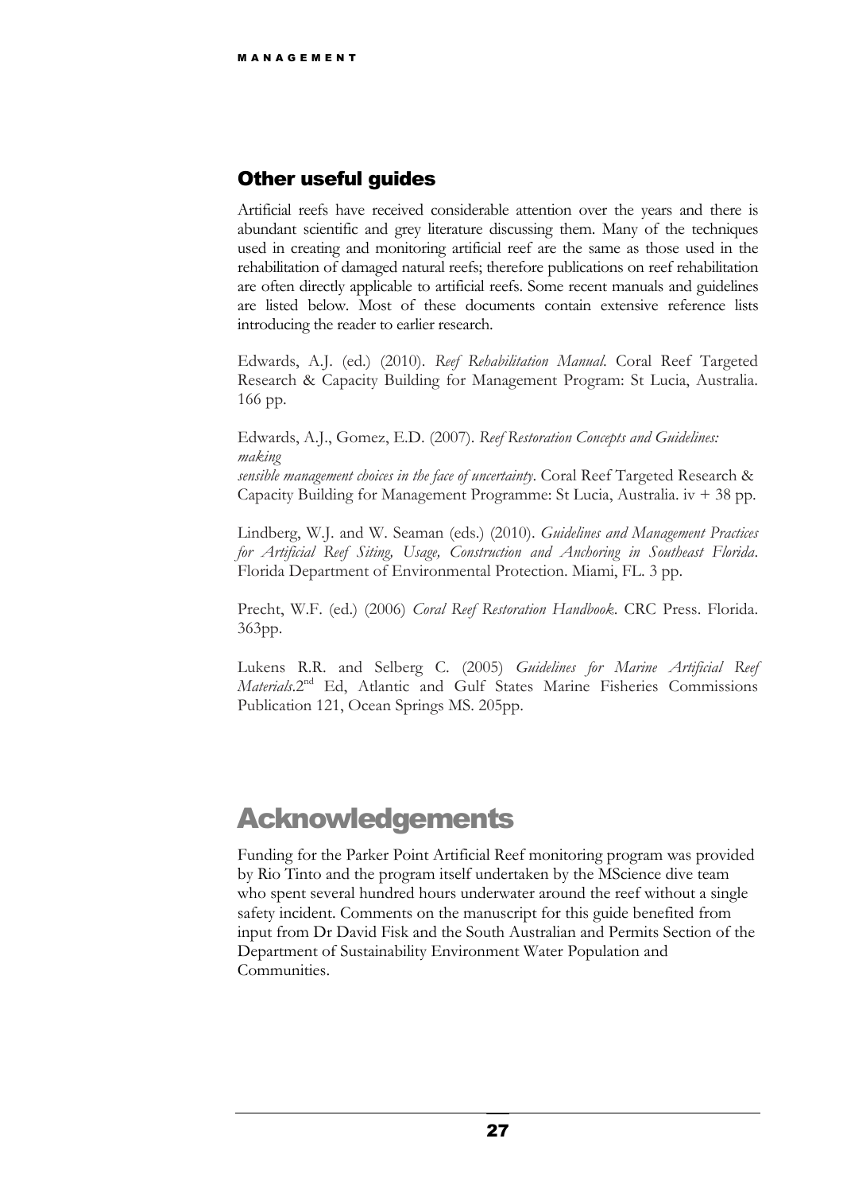## Other useful guides

Artificial reefs have received considerable attention over the years and there is abundant scientific and grey literature discussing them. Many of the techniques used in creating and monitoring artificial reef are the same as those used in the rehabilitation of damaged natural reefs; therefore publications on reef rehabilitation are often directly applicable to artificial reefs. Some recent manuals and guidelines are listed below. Most of these documents contain extensive reference lists introducing the reader to earlier research.

Edwards, A.J. (ed.) (2010). *Reef Rehabilitation Manual*. Coral Reef Targeted Research & Capacity Building for Management Program: St Lucia, Australia. 166 pp.

Edwards, A.J., Gomez, E.D. (2007). *Reef Restoration Concepts and Guidelines: making sensible management choices in the face of uncertainty*. Coral Reef Targeted Research & Capacity Building for Management Programme: St Lucia, Australia. iv + 38 pp.

Lindberg, W.J. and W. Seaman (eds.) (2010). *Guidelines and Management Practices for Artificial Reef Siting, Usage, Construction and Anchoring in Southeast Florida*. Florida Department of Environmental Protection. Miami, FL. 3 pp.

Precht, W.F. (ed.) (2006) *Coral Reef Restoration Handbook*. CRC Press. Florida. 363pp.

Lukens R.R. and Selberg C. (2005) *Guidelines for Marine Artificial Reef Materials*.2nd Ed, Atlantic and Gulf States Marine Fisheries Commissions Publication 121, Ocean Springs MS. 205pp.

# Acknowledgements

Funding for the Parker Point Artificial Reef monitoring program was provided by Rio Tinto and the program itself undertaken by the MScience dive team who spent several hundred hours underwater around the reef without a single safety incident. Comments on the manuscript for this guide benefited from input from Dr David Fisk and the South Australian and Permits Section of the Department of Sustainability Environment Water Population and Communities.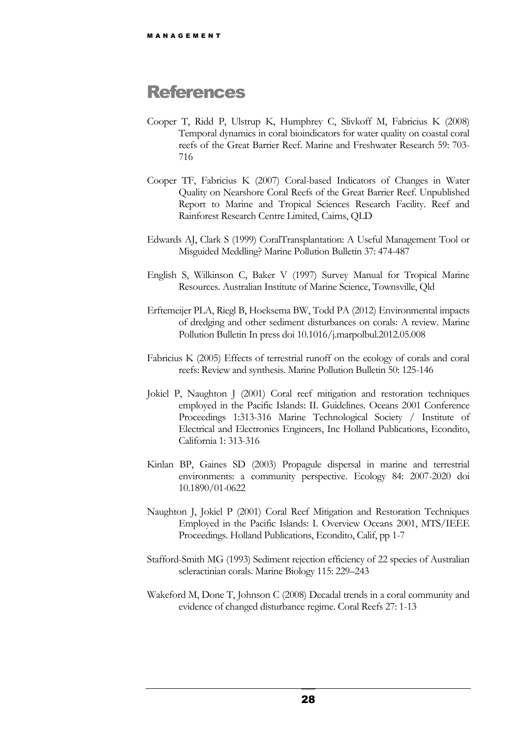# References

Cooper T, Ridd P, Ulstrup K, Humphrey C, Slivkoff M, Fabricius K (2008) Temporal dynamics in coral bioindicators for water quality on coastal coral reefs of the Great Barrier Reef. Marine and Freshwater Research 59: 703-716

Cooper TF, Fabricius K (2007) Coral-based Indicators of Changes in Water Quality on Nearshore Coral Reefs of the Great Barrier Reef. Unpublished Report to Marine and Tropical Sciences Research Facility. Reef and Rainforest Research Centre Limited, Cairns, QLD

Edwards AJ, Clark S (1999) CoralTransplantation: A Useful Management Tool or Misguided Meddling? Marine Pollution Bulletin 37: 474-487

English S, Wilkinson C, Baker V (1997) Survey Manual for Tropical Marine Resources. Australian Institute of Marine Science, Townsville, Qld

Erftemeijer PLA, Riegl B, Hoeksema BW, Todd PA (2012) Environmental impacts of dredging and other sediment disturbances on corals: A review. Marine Pollution Bulletin In press doi 10.1016/j.marpolbul.2012.05.008

Fabricius K (2005) Effects of terrestrial runoff on the ecology of corals and coral reefs: Review and synthesis. Marine Pollution Bulletin 50: 125-146

Jokiel P, Naughton J (2001) Coral reef mitigation and restoration techniques employed in the Pacific Islands: II. Guidelines. Oceans 2001 Conference Proceedings 1:313-316 Marine Technological Society / Institute of Electrical and Electronics Engineers, Inc Holland Publications, Econdito, California 1: 313-316

Kinlan BP, Gaines SD (2003) Propagule dispersal in marine and terrestrial environments: a community perspective. Ecology 84: 2007-2020 doi 10.1890/01-0622

Naughton J, Jokiel P (2001) Coral Reef Mitigation and Restoration Techniques Employed in the Pacific Islands: I. Overview Oceans 2001, MTS/IEEE Proceedings. Holland Publications, Econdito, Calif, pp 1-7

Stafford-Smith MG (1993) Sediment rejection efficiency of 22 species of Australian scleractinian corals. Marine Biology 115: 229–243

Wakeford M, Done T, Johnson C (2008) Decadal trends in a coral community and evidence of changed disturbance regime. Coral Reefs 27: 1-13